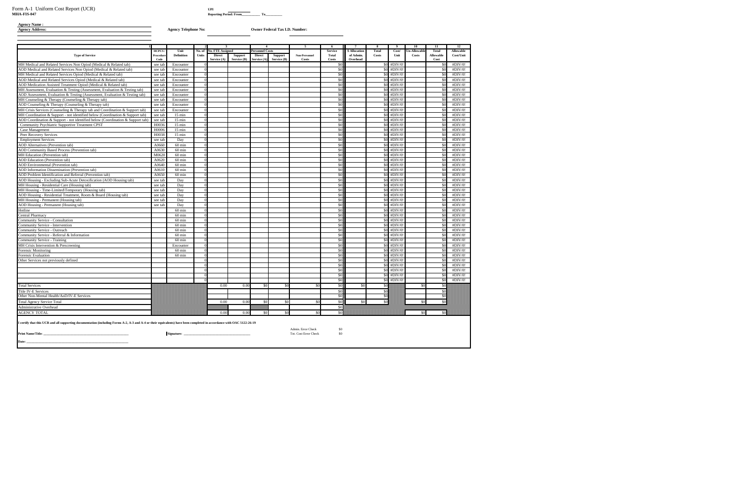Form A-1 Uniform Cost Report (UCR)
**MHA-FIS-047**

**UPI** ___________
**Reporting Period: From**__________ **To**__________

**Agency Name :**
**Agency Address:**

**Agency Telephone No:**

**Owner Federal Tax I.D. Number:**

| 1 | | | 2 | 3 | | 4 | | 5 | 6 | 7 | 8 | 9 | 10 | 11 | 12 |
|---|---|---|---|---|---|---|---|---|---|---|---|---|---|---|---|
| **Type of Service** | **HCPCS / Procedure Code** | **Unit Definition** | **No. of Units** | **No. FTE Assigned** | | **Personnel Costs** | | **Non-Personnel Costs** | **Service Total Costs** | **$ Allocation of Admin. Overhead** | **Total Costs** | **Cost/ Unit** | **Un-Allowable Costs** | **Total Allowable Cost** | **Allowable Cost/Unit** |
| | | | | **Direct Service (A)** | **Support Service (B)** | **Direct Service (A)** | **Support Service (B)** | | | | | | | | |
| MH Medical and Related Services Non Opiod (Medical & Related tab) | see tab | Encounter | 0 | | | | | | $0 | | $0 | #DIV/0! | | $0 | #DIV/0! |
| AOD Medical and Related Services Non Opiod (Medical & Related tab) | see tab | Encounter | 0 | | | | | | $0 | | $0 | #DIV/0! | | $0 | #DIV/0! |
| MH Medical and Related Services Opiod (Medical & Related tab) | see tab | Encounter | 0 | | | | | | $0 | | $0 | #DIV/0! | | $0 | #DIV/0! |
| AOD Medical and Related Services Opiod (Medical & Related tab) | see tab | Encounter | 0 | | | | | | $0 | | $0 | #DIV/0! | | $0 | #DIV/0! |
| AOD Medication Assisted Treatment Opiod (Medical & Related tab) | see tab | Encounter | 0 | | | | | | $0 | | $0 | #DIV/0! | | $0 | #DIV/0! |
| MH Assessment, Evaluation & Testing (Assessment, Evaluation & Testing tab) | see tab | Encounter | 0 | | | | | | $0 | | $0 | #DIV/0! | | $0 | #DIV/0! |
| AOD Assessment, Evaluation & Testing (Assessment, Evaluation & Testing tab) | see tab | Encounter | 0 | | | | | | $0 | | $0 | #DIV/0! | | $0 | #DIV/0! |
| MH Counseling & Therapy (Counseling & Therapy tab) | see tab | Encounter | 0 | | | | | | $0 | | $0 | #DIV/0! | | $0 | #DIV/0! |
| AOD Counseling & Therapy (Counseling & Therapy tab) | see tab | Encounter | 0 | | | | | | $0 | | $0 | #DIV/0! | | $0 | #DIV/0! |
| MH Crisis Services (Counseling & Therapy tab and Coordination & Support tab) | see tab | Encounter | 0 | | | | | | $0 | | $0 | #DIV/0! | | $0 | #DIV/0! |
| MH Coordination & Support - not identified below (Coordination & Support tab) | see tab | 15 min | 0 | | | | | | $0 | | $0 | #DIV/0! | | $0 | #DIV/0! |
| AOD Coordination & Support - not identified below (Coordination & Support tab) | see tab | 15 min | 0 | | | | | | $0 | | $0 | #DIV/0! | | $0 | #DIV/0! |
| Community Psychiatric Supportive Treatment CPST | H0036 | 15 min | 0 | | | | | | $0 | | $0 | #DIV/0! | | $0 | #DIV/0! |
| Case Management | H0006 | 15 min | 0 | | | | | | $0 | | $0 | #DIV/0! | | $0 | #DIV/0! |
| Peer Recovery Services | H0038 | 15 min | 0 | | | | | | $0 | | $0 | #DIV/0! | | $0 | #DIV/0! |
| Employment Services | see tab | Day | 0 | | | | | | $0 | | $0 | #DIV/0! | | $0 | #DIV/0! |
| AOD Alternatives (Prevention tab) | A0660 | 60 min | 0 | | | | | | $0 | | $0 | #DIV/0! | | $0 | #DIV/0! |
| AOD Community Based Process (Prevention tab) | A0630 | 60 min | 0 | | | | | | $0 | | $0 | #DIV/0! | | $0 | #DIV/0! |
| MH Education (Prevention tab) | M0620 | 60 min | 0 | | | | | | $0 | | $0 | #DIV/0! | | $0 | #DIV/0! |
| AOD Education (Prevention tab) | A0620 | 60 min | 0 | | | | | | $0 | | $0 | #DIV/0! | | $0 | #DIV/0! |
| AOD Environmental (Prevention tab) | A0640 | 60 min | 0 | | | | | | $0 | | $0 | #DIV/0! | | $0 | #DIV/0! |
| AOD Information Dissemination (Prevention tab) | A0610 | 60 min | 0 | | | | | | $0 | | $0 | #DIV/0! | | $0 | #DIV/0! |
| AOD Problem Identification and Referral (Prevention tab) | A0650 | 60 min | 0 | | | | | | $0 | | $0 | #DIV/0! | | $0 | #DIV/0! |
| AOD Housing - Excluding Sub-Acute Detoxification (AOD Housing tab) | see tab | Day | 0 | | | | | | $0 | | $0 | #DIV/0! | | $0 | #DIV/0! |
| MH Housing - Residential Care (Housing tab) | see tab | Day | 0 | | | | | | $0 | | $0 | #DIV/0! | | $0 | #DIV/0! |
| MH Housing - Time-Limited\Temporary (Housing tab) | see tab | Day | 0 | | | | | | $0 | | $0 | #DIV/0! | | $0 | #DIV/0! |
| AOD Housing - Residential Treatment, Room & Board (Housing tab) | see tab | Day | 0 | | | | | | $0 | | $0 | #DIV/0! | | $0 | #DIV/0! |
| MH Housing - Permanent (Housing tab) | see tab | Day | 0 | | | | | | $0 | | $0 | #DIV/0! | | $0 | #DIV/0! |
| AOD Housing - Permanent (Housing tab) | see tab | Day | 0 | | | | | | $0 | | $0 | #DIV/0! | | $0 | #DIV/0! |
| Hotline | | 60 min | 0 | | | | | | $0 | | $0 | #DIV/0! | | $0 | #DIV/0! |
| Central Pharmacy | | 60 min | 0 | | | | | | $0 | | $0 | #DIV/0! | | $0 | #DIV/0! |
| Community Service - Consultation | | 60 min | 0 | | | | | | $0 | | $0 | #DIV/0! | | $0 | #DIV/0! |
| Community Service - Intervention | | 60 min | 0 | | | | | | $0 | | $0 | #DIV/0! | | $0 | #DIV/0! |
| Community Service - Outreach | | 60 min | 0 | | | | | | $0 | | $0 | #DIV/0! | | $0 | #DIV/0! |
| Community Service - Referral & Information | | 60 min | 0 | | | | | | $0 | | $0 | #DIV/0! | | $0 | #DIV/0! |
| Community Service - Training | | 60 min | 0 | | | | | | $0 | | $0 | #DIV/0! | | $0 | #DIV/0! |
| MH Crisis Intervention & Prescreening | | Encounter | 0 | | | | | | $0 | | $0 | #DIV/0! | | $0 | #DIV/0! |
| Forensic Monitoring | | 60 min | 0 | | | | | | $0 | | $0 | #DIV/0! | | $0 | #DIV/0! |
| Forensic Evaluation | | 60 min | 0 | | | | | | $0 | | $0 | #DIV/0! | | $0 | #DIV/0! |
| Other Services not previously defined | | | 0 | | | | | | $0 | | $0 | #DIV/0! | | $0 | #DIV/0! |
| | | | 0 | | | | | | $0 | | $0 | #DIV/0! | | $0 | #DIV/0! |
| | | | 0 | | | | | | $0 | | $0 | #DIV/0! | | $0 | #DIV/0! |
| | | | 0 | | | | | | $0 | | $0 | #DIV/0! | | $0 | #DIV/0! |
| | | | 0 | | | | | | $0 | | $0 | #DIV/0! | | $0 | #DIV/0! |
| Total Services | | | | 0.00 | 0.00 | $0 | $0 | $0 | $0 | $0 | $0 | | $0 | $0 | |
| Title IV-E Services | | | | | | | | | $0 | | $0 | | | $0 | |
| Other Non-Mental Health/AoD/IV-E Services | | | | | | | | | $0 | | $0 | | | $0 | |
| Total Agency Service Total | | | | 0.00 | 0.00 | $0 | $0 | $0 | $0 | $0 | $0 | | $0 | $0 | |
| Administrative Overhead | | | | | | | | | $0 | | | | | | |
| AGENCY TOTAL | | | | 0.00 | 0.00 | $0 | $0 | $0 | $0 | | | | $0 | $0 | |

**I certify that this UCR and all supporting documentation (including Forms A-2, A-3 and A-4 or their equivalents) have been completed in accordance with OAC 5122-26-19**

Admin. Error Check $0
Tot. Cost Error Check $0

**Print Name/Title:** ___________________________________

**Signature:** ___________________________________

**Date:** ___________________________________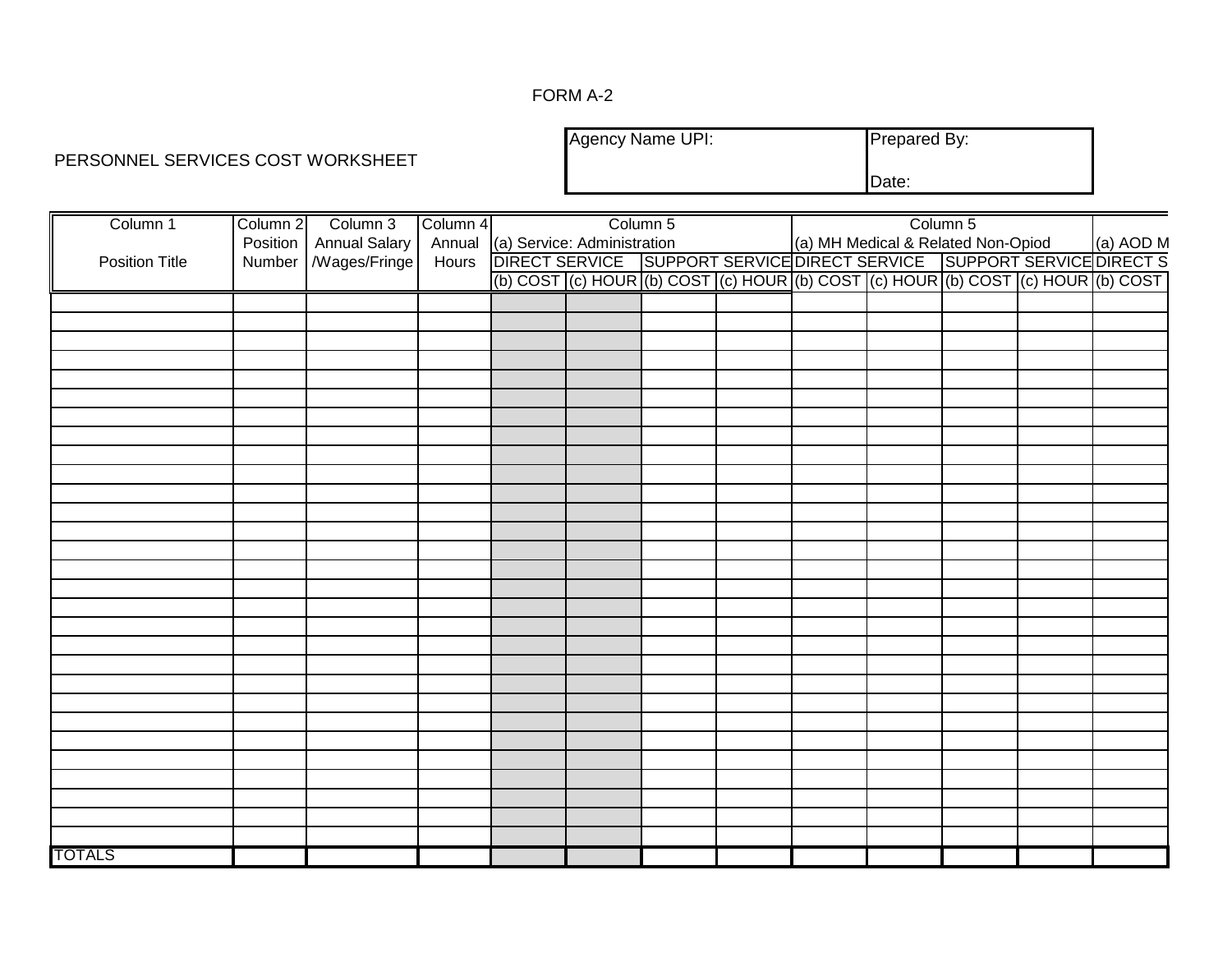FORM A-2

PERSONNEL SERVICES COST WORKSHEET

| Agency Name UPI: | Prepared By: |
|---|---|
| | Date: |

| Column 1<br>Position Title | Column 2<br>Position Number | Column 3<br>Annual Salary /Wages/Fringe | Column 4<br>Annual Hours | Column 5<br>(a) Service: Administration | | | | Column 5<br>(a) MH Medical & Related Non-Opiod | | | | (a) AOD M |
|---|---|---|---|---|---|---|---|---|---|---|---|---|
| | | | | DIRECT SERVICE | | SUPPORT SERVICE | | DIRECT SERVICE | | SUPPORT SERVICE | | DIRECT S |
| | | | | (b) COST | (c) HOUR | (b) COST | (c) HOUR | (b) COST | (c) HOUR | (b) COST | (c) HOUR | (b) COST |
| | | | | | | | | | | | | |
| | | | | | | | | | | | | |
| | | | | | | | | | | | | |
| | | | | | | | | | | | | |
| | | | | | | | | | | | | |
| | | | | | | | | | | | | |
| | | | | | | | | | | | | |
| | | | | | | | | | | | | |
| | | | | | | | | | | | | |
| | | | | | | | | | | | | |
| | | | | | | | | | | | | |
| | | | | | | | | | | | | |
| | | | | | | | | | | | | |
| | | | | | | | | | | | | |
| | | | | | | | | | | | | |
| | | | | | | | | | | | | |
| | | | | | | | | | | | | |
| | | | | | | | | | | | | |
| | | | | | | | | | | | | |
| | | | | | | | | | | | | |
| | | | | | | | | | | | | |
| | | | | | | | | | | | | |
| | | | | | | | | | | | | |
| | | | | | | | | | | | | |
| | | | | | | | | | | | | |
| | | | | | | | | | | | | |
| | | | | | | | | | | | | |
| | | | | | | | | | | | | |
| | | | | | | | | | | | | |
| TOTALS | | | | | | | | | | | | |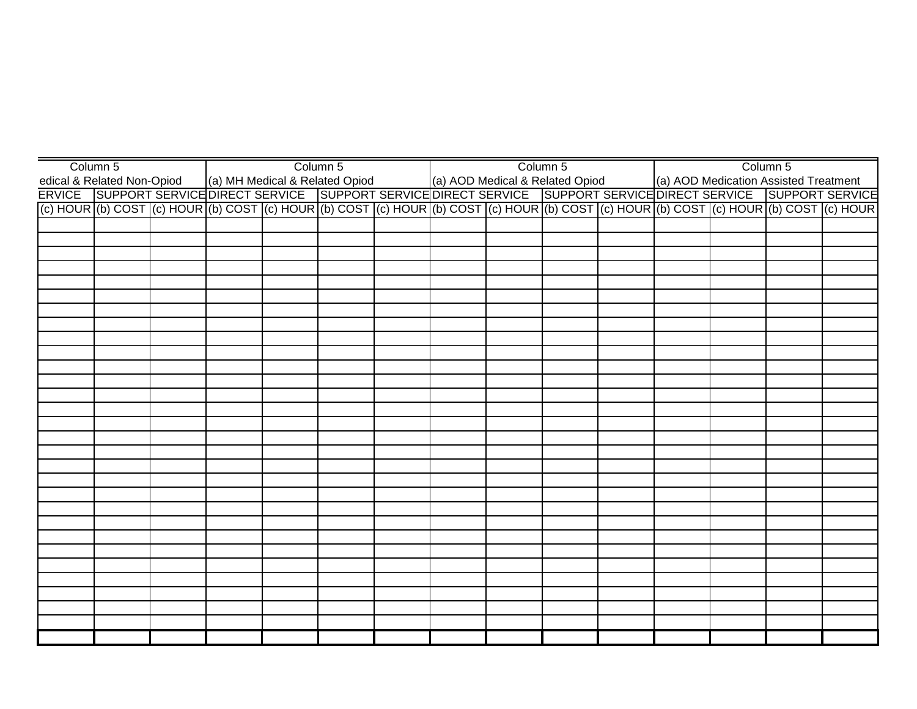| Column 5 | | | Column 5 | | | | Column 5 | | | | Column 5 | | | |
|---|---|---|---|---|---|---|---|---|---|---|---|---|---|---|
| edical & Related Non-Opiod | | | (a) MH Medical & Related Opiod | | | | (a) AOD Medical & Related Opiod | | | | (a) AOD Medication Assisted Treatment | | | |
| ERVICE | SUPPORT SERVICE | | DIRECT SERVICE | | SUPPORT SERVICE | | DIRECT SERVICE | | SUPPORT SERVICE | | DIRECT SERVICE | | SUPPORT SERVICE | |
| (c) HOUR | (b) COST | (c) HOUR | (b) COST | (c) HOUR | (b) COST | (c) HOUR | (b) COST | (c) HOUR | (b) COST | (c) HOUR | (b) COST | (c) HOUR | (b) COST | (c) HOUR |
| | | | | | | | | | | | | | | |
| | | | | | | | | | | | | | | |
| | | | | | | | | | | | | | | |
| | | | | | | | | | | | | | | |
| | | | | | | | | | | | | | | |
| | | | | | | | | | | | | | | |
| | | | | | | | | | | | | | | |
| | | | | | | | | | | | | | | |
| | | | | | | | | | | | | | | |
| | | | | | | | | | | | | | | |
| | | | | | | | | | | | | | | |
| | | | | | | | | | | | | | | |
| | | | | | | | | | | | | | | |
| | | | | | | | | | | | | | | |
| | | | | | | | | | | | | | | |
| | | | | | | | | | | | | | | |
| | | | | | | | | | | | | | | |
| | | | | | | | | | | | | | | |
| | | | | | | | | | | | | | | |
| | | | | | | | | | | | | | | |
| | | | | | | | | | | | | | | |
| | | | | | | | | | | | | | | |
| | | | | | | | | | | | | | | |
| | | | | | | | | | | | | | | |
| | | | | | | | | | | | | | | |
| | | | | | | | | | | | | | | |
| | | | | | | | | | | | | | | |
| | | | | | | | | | | | | | | |
| | | | | | | | | | | | | | | |
| | | | | | | | | | | | | | | |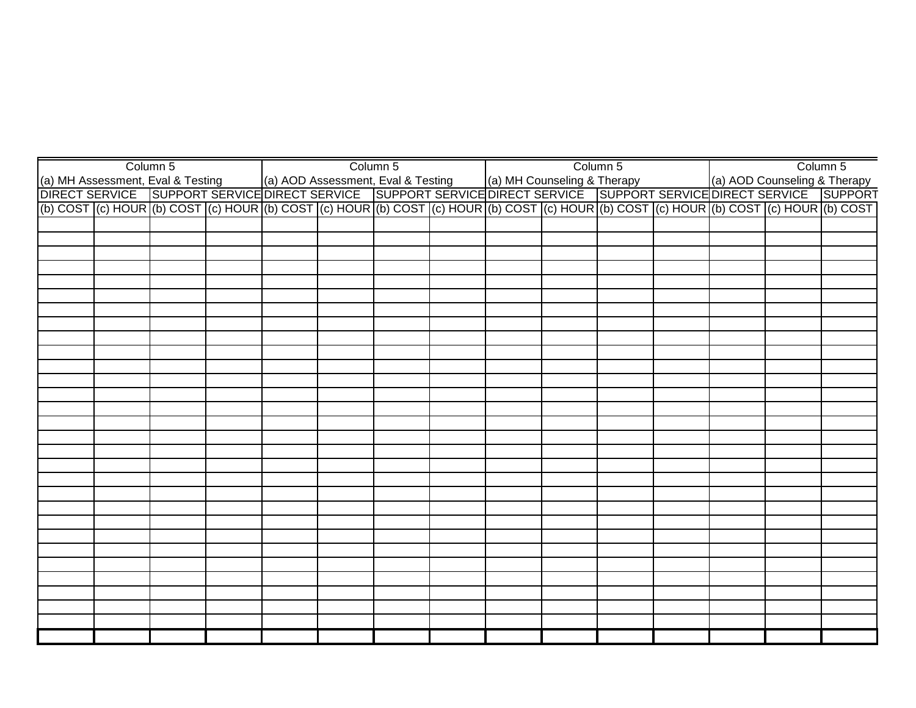| Column 5 | | | | Column 5 | | | | Column 5 | | | | Column 5 | | |
|---|---|---|---|---|---|---|---|---|---|---|---|---|---|---|
| (a) MH Assessment, Eval & Testing | | | | (a) AOD Assessment, Eval & Testing | | | | (a) MH Counseling & Therapy | | | | (a) AOD Counseling & Therapy | | |
| DIRECT SERVICE | | SUPPORT SERVICE | | DIRECT SERVICE | | SUPPORT SERVICE | | DIRECT SERVICE | | SUPPORT SERVICE | | DIRECT SERVICE | | SUPPORT |
| (b) COST | (c) HOUR | (b) COST | (c) HOUR | (b) COST | (c) HOUR | (b) COST | (c) HOUR | (b) COST | (c) HOUR | (b) COST | (c) HOUR | (b) COST | (c) HOUR | (b) COST |
| | | | | | | | | | | | | | | |
| | | | | | | | | | | | | | | |
| | | | | | | | | | | | | | | |
| | | | | | | | | | | | | | | |
| | | | | | | | | | | | | | | |
| | | | | | | | | | | | | | | |
| | | | | | | | | | | | | | | |
| | | | | | | | | | | | | | | |
| | | | | | | | | | | | | | | |
| | | | | | | | | | | | | | | |
| | | | | | | | | | | | | | | |
| | | | | | | | | | | | | | | |
| | | | | | | | | | | | | | | |
| | | | | | | | | | | | | | | |
| | | | | | | | | | | | | | | |
| | | | | | | | | | | | | | | |
| | | | | | | | | | | | | | | |
| | | | | | | | | | | | | | | |
| | | | | | | | | | | | | | | |
| | | | | | | | | | | | | | | |
| | | | | | | | | | | | | | | |
| | | | | | | | | | | | | | | |
| | | | | | | | | | | | | | | |
| | | | | | | | | | | | | | | |
| | | | | | | | | | | | | | | |
| | | | | | | | | | | | | | | |
| | | | | | | | | | | | | | | |
| | | | | | | | | | | | | | | |
| | | | | | | | | | | | | | | |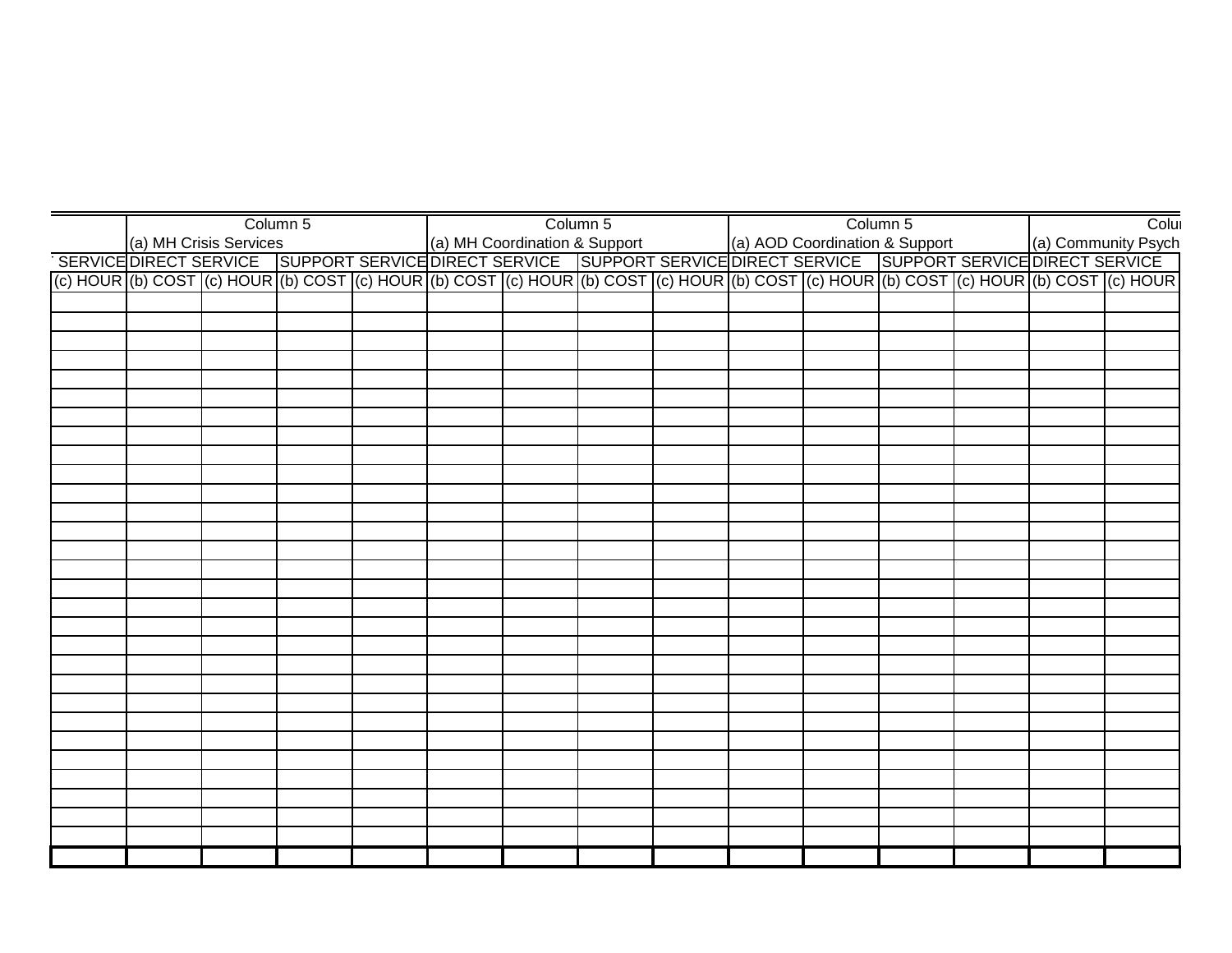| | Column 5 | | | | Column 5 | | | | Column 5 | | | | Colu |
|---|---|---|---|---|---|---|---|---|---|---|---|---|---|---|
| | (a) MH Crisis Services | | | | (a) MH Coordination & Support | | | | (a) AOD Coordination & Support | | | | (a) Community Psych | |
| SERVICE | DIRECT SERVICE | | SUPPORT SERVICE | | DIRECT SERVICE | | SUPPORT SERVICE | | DIRECT SERVICE | | SUPPORT SERVICE | | DIRECT SERVICE | |
| (c) HOUR | (b) COST | (c) HOUR | (b) COST | (c) HOUR | (b) COST | (c) HOUR | (b) COST | (c) HOUR | (b) COST | (c) HOUR | (b) COST | (c) HOUR | (b) COST | (c) HOUR |
| | | | | | | | | | | | | | | |
| | | | | | | | | | | | | | | |
| | | | | | | | | | | | | | | |
| | | | | | | | | | | | | | | |
| | | | | | | | | | | | | | | |
| | | | | | | | | | | | | | | |
| | | | | | | | | | | | | | | |
| | | | | | | | | | | | | | | |
| | | | | | | | | | | | | | | |
| | | | | | | | | | | | | | | |
| | | | | | | | | | | | | | | |
| | | | | | | | | | | | | | | |
| | | | | | | | | | | | | | | |
| | | | | | | | | | | | | | | |
| | | | | | | | | | | | | | | |
| | | | | | | | | | | | | | | |
| | | | | | | | | | | | | | | |
| | | | | | | | | | | | | | | |
| | | | | | | | | | | | | | | |
| | | | | | | | | | | | | | | |
| | | | | | | | | | | | | | | |
| | | | | | | | | | | | | | | |
| | | | | | | | | | | | | | | |
| | | | | | | | | | | | | | | |
| | | | | | | | | | | | | | | |
| | | | | | | | | | | | | | | |
| | | | | | | | | | | | | | | |
| | | | | | | | | | | | | | | |
| | | | | | | | | | | | | | | |
| | | | | | | | | | | | | | | |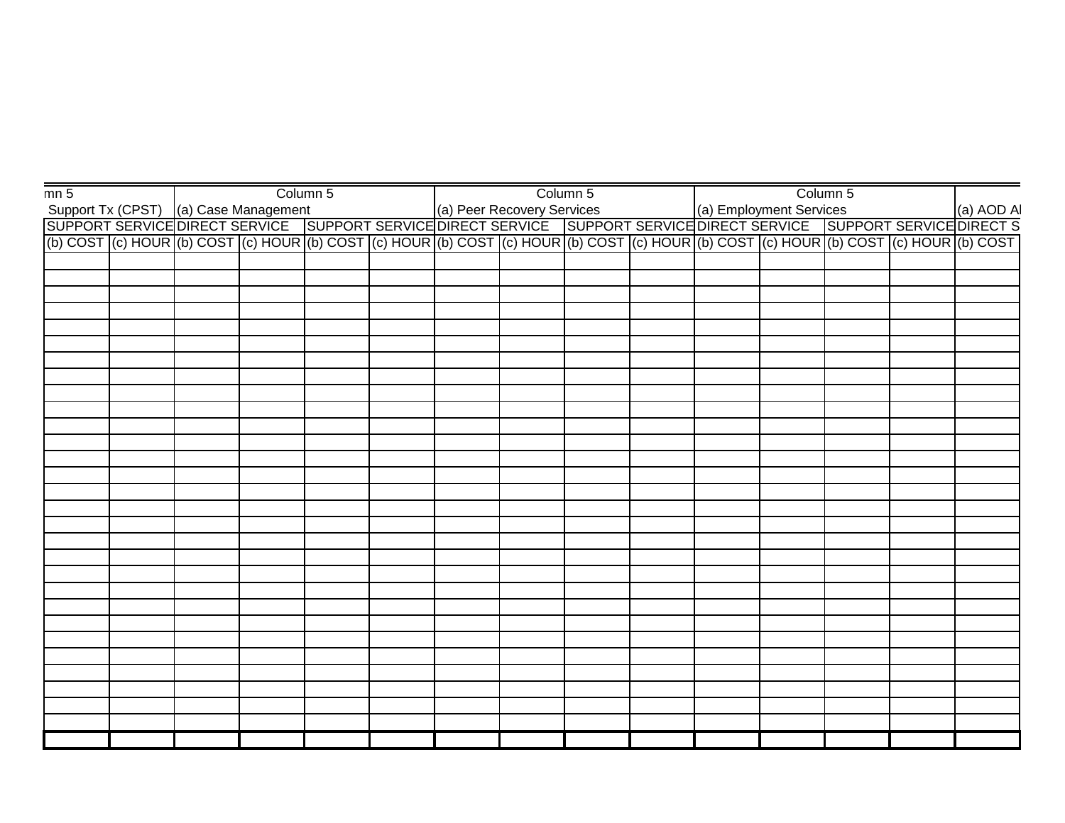| mn 5 | | Column 5 | | | | Column 5 | | | | Column 5 | | | | |
|---|---|---|---|---|---|---|---|---|---|---|---|---|---|---|
| Support Tx (CPST) | | (a) Case Management | | | | (a) Peer Recovery Services | | | | (a) Employment Services | | | | (a) AOD Al |
| SUPPORT SERVICE | | DIRECT SERVICE | | SUPPORT SERVICE | | DIRECT SERVICE | | SUPPORT SERVICE | | DIRECT SERVICE | | SUPPORT SERVICE | | DIRECT S |
| (b) COST | (c) HOUR | (b) COST | (c) HOUR | (b) COST | (c) HOUR | (b) COST | (c) HOUR | (b) COST | (c) HOUR | (b) COST | (c) HOUR | (b) COST | (c) HOUR | (b) COST |
| | | | | | | | | | | | | | | |
| | | | | | | | | | | | | | | |
| | | | | | | | | | | | | | | |
| | | | | | | | | | | | | | | |
| | | | | | | | | | | | | | | |
| | | | | | | | | | | | | | | |
| | | | | | | | | | | | | | | |
| | | | | | | | | | | | | | | |
| | | | | | | | | | | | | | | |
| | | | | | | | | | | | | | | |
| | | | | | | | | | | | | | | |
| | | | | | | | | | | | | | | |
| | | | | | | | | | | | | | | |
| | | | | | | | | | | | | | | |
| | | | | | | | | | | | | | | |
| | | | | | | | | | | | | | | |
| | | | | | | | | | | | | | | |
| | | | | | | | | | | | | | | |
| | | | | | | | | | | | | | | |
| | | | | | | | | | | | | | | |
| | | | | | | | | | | | | | | |
| | | | | | | | | | | | | | | |
| | | | | | | | | | | | | | | |
| | | | | | | | | | | | | | | |
| | | | | | | | | | | | | | | |
| | | | | | | | | | | | | | | |
| | | | | | | | | | | | | | | |
| | | | | | | | | | | | | | | |
| | | | | | | | | | | | | | | |
| | | | | | | | | | | | | | | |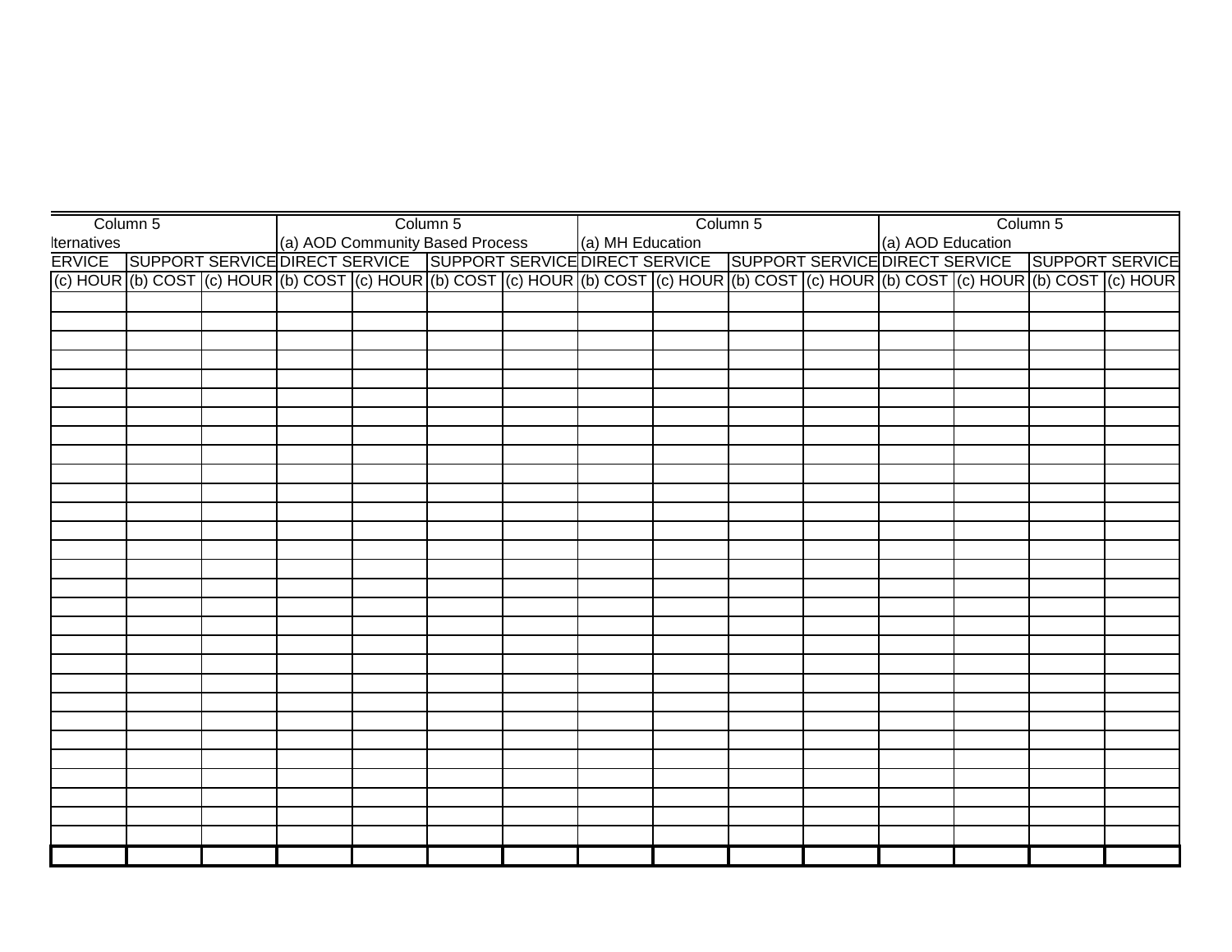| Column 5 | | | Column 5 | | | | Column 5 | | | | Column 5 | | | |
|---|---|---|---|---|---|---|---|---|---|---|---|---|---|---|
| lternatives | | | (a) AOD Community Based Process | | | | (a) MH Education | | | | (a) AOD Education | | | |
| ERVICE | SUPPORT SERVICE | | DIRECT SERVICE | | SUPPORT SERVICE | | DIRECT SERVICE | | SUPPORT SERVICE | | DIRECT SERVICE | | SUPPORT SERVICE | |
| (c) HOUR | (b) COST | (c) HOUR | (b) COST | (c) HOUR | (b) COST | (c) HOUR | (b) COST | (c) HOUR | (b) COST | (c) HOUR | (b) COST | (c) HOUR | (b) COST | (c) HOUR |
| | | | | | | | | | | | | | | |
| | | | | | | | | | | | | | | |
| | | | | | | | | | | | | | | |
| | | | | | | | | | | | | | | |
| | | | | | | | | | | | | | | |
| | | | | | | | | | | | | | | |
| | | | | | | | | | | | | | | |
| | | | | | | | | | | | | | | |
| | | | | | | | | | | | | | | |
| | | | | | | | | | | | | | | |
| | | | | | | | | | | | | | | |
| | | | | | | | | | | | | | | |
| | | | | | | | | | | | | | | |
| | | | | | | | | | | | | | | |
| | | | | | | | | | | | | | | |
| | | | | | | | | | | | | | | |
| | | | | | | | | | | | | | | |
| | | | | | | | | | | | | | | |
| | | | | | | | | | | | | | | |
| | | | | | | | | | | | | | | |
| | | | | | | | | | | | | | | |
| | | | | | | | | | | | | | | |
| | | | | | | | | | | | | | | |
| | | | | | | | | | | | | | | |
| | | | | | | | | | | | | | | |
| | | | | | | | | | | | | | | |
| | | | | | | | | | | | | | | |
| | | | | | | | | | | | | | | |
| | | | | | | | | | | | | | | |
| | | | | | | | | | | | | | | |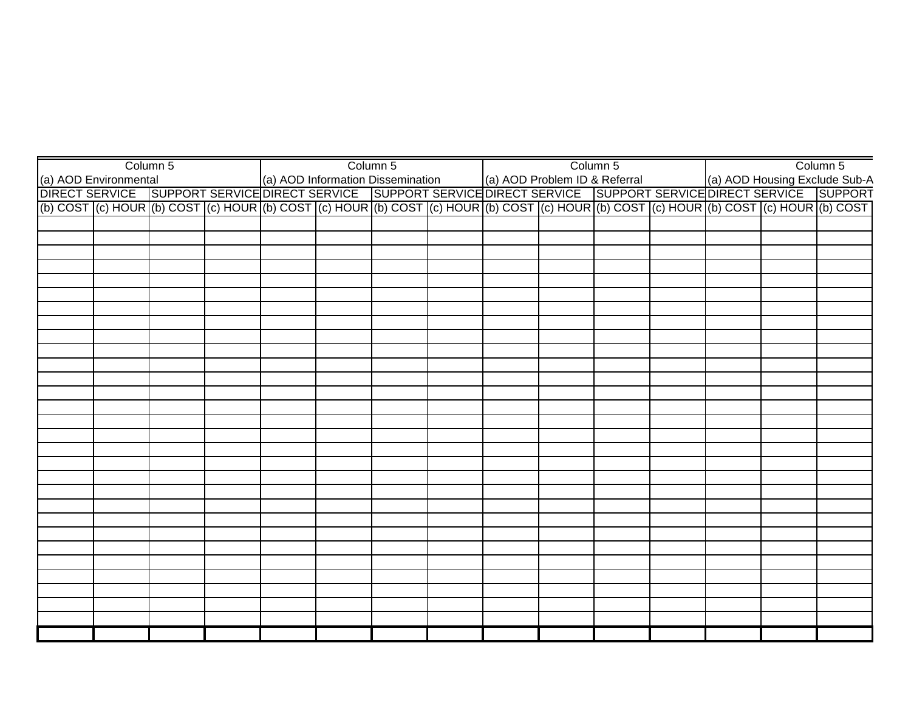| Column 5 | | | | Column 5 | | | | Column 5 | | | | Column 5 | | |
|---|---|---|---|---|---|---|---|---|---|---|---|---|---|---|
| (a) AOD Environmental | | | | (a) AOD Information Dissemination | | | | (a) AOD Problem ID & Referral | | | | (a) AOD Housing Exclude Sub-A | | |
| DIRECT SERVICE | | SUPPORT SERVICE | | DIRECT SERVICE | | SUPPORT SERVICE | | DIRECT SERVICE | | SUPPORT SERVICE | | DIRECT SERVICE | | SUPPORT |
| (b) COST | (c) HOUR | (b) COST | (c) HOUR | (b) COST | (c) HOUR | (b) COST | (c) HOUR | (b) COST | (c) HOUR | (b) COST | (c) HOUR | (b) COST | (c) HOUR | (b) COST |
| | | | | | | | | | | | | | | |
| | | | | | | | | | | | | | | |
| | | | | | | | | | | | | | | |
| | | | | | | | | | | | | | | |
| | | | | | | | | | | | | | | |
| | | | | | | | | | | | | | | |
| | | | | | | | | | | | | | | |
| | | | | | | | | | | | | | | |
| | | | | | | | | | | | | | | |
| | | | | | | | | | | | | | | |
| | | | | | | | | | | | | | | |
| | | | | | | | | | | | | | | |
| | | | | | | | | | | | | | | |
| | | | | | | | | | | | | | | |
| | | | | | | | | | | | | | | |
| | | | | | | | | | | | | | | |
| | | | | | | | | | | | | | | |
| | | | | | | | | | | | | | | |
| | | | | | | | | | | | | | | |
| | | | | | | | | | | | | | | |
| | | | | | | | | | | | | | | |
| | | | | | | | | | | | | | | |
| | | | | | | | | | | | | | | |
| | | | | | | | | | | | | | | |
| | | | | | | | | | | | | | | |
| | | | | | | | | | | | | | | |
| | | | | | | | | | | | | | | |
| | | | | | | | | | | | | | | |
| | | | | | | | | | | | | | | |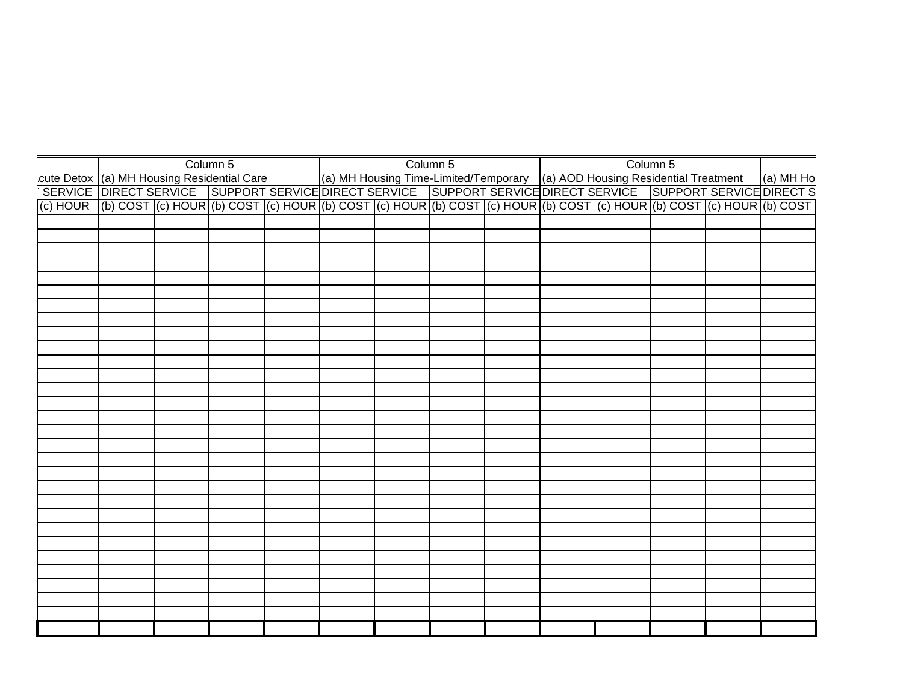| | Column 5 | | | | Column 5 | | | | Column 5 | | | | |
|---|---|---|---|---|---|---|---|---|---|---|---|---|---|
| cute Detox | (a) MH Housing Residential Care | | | | (a) MH Housing Time-Limited/Temporary | | | | (a) AOD Housing Residential Treatment | | | | (a) MH Hou |
| SERVICE | DIRECT SERVICE | | SUPPORT SERVICE | | DIRECT SERVICE | | SUPPORT SERVICE | | DIRECT SERVICE | | SUPPORT SERVICE | | DIRECT S |
| (c) HOUR | (b) COST | (c) HOUR | (b) COST | (c) HOUR | (b) COST | (c) HOUR | (b) COST | (c) HOUR | (b) COST | (c) HOUR | (b) COST | (c) HOUR | (b) COST |
| | | | | | | | | | | | | | |
| | | | | | | | | | | | | | |
| | | | | | | | | | | | | | |
| | | | | | | | | | | | | | |
| | | | | | | | | | | | | | |
| | | | | | | | | | | | | | |
| | | | | | | | | | | | | | |
| | | | | | | | | | | | | | |
| | | | | | | | | | | | | | |
| | | | | | | | | | | | | | |
| | | | | | | | | | | | | | |
| | | | | | | | | | | | | | |
| | | | | | | | | | | | | | |
| | | | | | | | | | | | | | |
| | | | | | | | | | | | | | |
| | | | | | | | | | | | | | |
| | | | | | | | | | | | | | |
| | | | | | | | | | | | | | |
| | | | | | | | | | | | | | |
| | | | | | | | | | | | | | |
| | | | | | | | | | | | | | |
| | | | | | | | | | | | | | |
| | | | | | | | | | | | | | |
| | | | | | | | | | | | | | |
| | | | | | | | | | | | | | |
| | | | | | | | | | | | | | |
| | | | | | | | | | | | | | |
| | | | | | | | | | | | | | |
| | | | | | | | | | | | | | |
| | | | | | | | | | | | | | |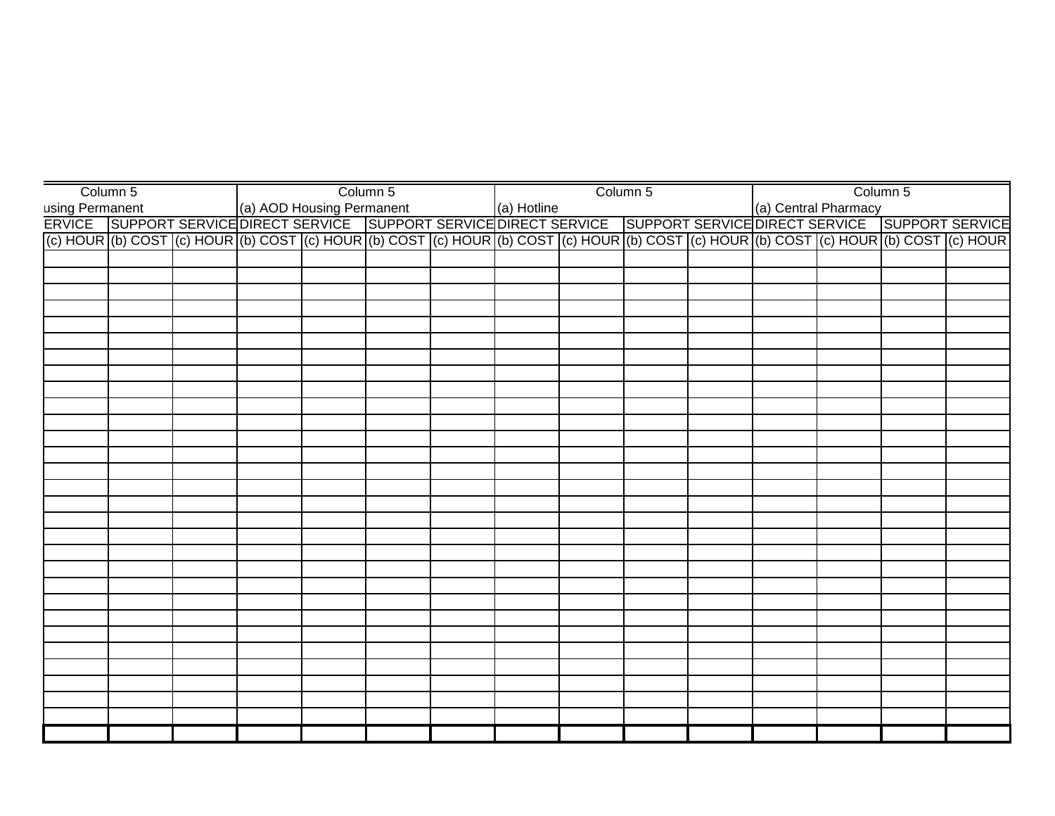| Column 5 | | | Column 5 | | | | Column 5 | | | | Column 5 | | | |
|---|---|---|---|---|---|---|---|---|---|---|---|---|---|---|
| using Permanent | | | (a) AOD Housing Permanent | | | | (a) Hotline | | | | (a) Central Pharmacy | | | |
| ERVICE | SUPPORT SERVICE | | DIRECT SERVICE | | SUPPORT SERVICE | | DIRECT SERVICE | | SUPPORT SERVICE | | DIRECT SERVICE | | SUPPORT SERVICE | |
| (c) HOUR | (b) COST | (c) HOUR | (b) COST | (c) HOUR | (b) COST | (c) HOUR | (b) COST | (c) HOUR | (b) COST | (c) HOUR | (b) COST | (c) HOUR | (b) COST | (c) HOUR |
| | | | | | | | | | | | | | | |
| | | | | | | | | | | | | | | |
| | | | | | | | | | | | | | | |
| | | | | | | | | | | | | | | |
| | | | | | | | | | | | | | | |
| | | | | | | | | | | | | | | |
| | | | | | | | | | | | | | | |
| | | | | | | | | | | | | | | |
| | | | | | | | | | | | | | | |
| | | | | | | | | | | | | | | |
| | | | | | | | | | | | | | | |
| | | | | | | | | | | | | | | |
| | | | | | | | | | | | | | | |
| | | | | | | | | | | | | | | |
| | | | | | | | | | | | | | | |
| | | | | | | | | | | | | | | |
| | | | | | | | | | | | | | | |
| | | | | | | | | | | | | | | |
| | | | | | | | | | | | | | | |
| | | | | | | | | | | | | | | |
| | | | | | | | | | | | | | | |
| | | | | | | | | | | | | | | |
| | | | | | | | | | | | | | | |
| | | | | | | | | | | | | | | |
| | | | | | | | | | | | | | | |
| | | | | | | | | | | | | | | |
| | | | | | | | | | | | | | | |
| | | | | | | | | | | | | | | |
| | | | | | | | | | | | | | | |
| | | | | | | | | | | | | | | |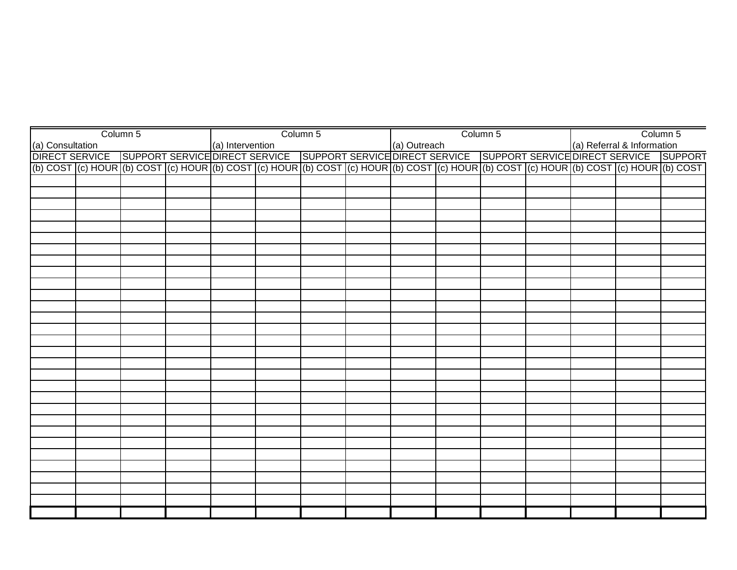| Column 5 | | | | Column 5 | | | | Column 5 | | | | Column 5 | | |
|---|---|---|---|---|---|---|---|---|---|---|---|---|---|---|
| (a) Consultation | | | | (a) Intervention | | | | (a) Outreach | | | | (a) Referral & Information | | |
| DIRECT SERVICE | | SUPPORT SERVICE | | DIRECT SERVICE | | SUPPORT SERVICE | | DIRECT SERVICE | | SUPPORT SERVICE | | DIRECT SERVICE | | SUPPORT |
| (b) COST | (c) HOUR | (b) COST | (c) HOUR | (b) COST | (c) HOUR | (b) COST | (c) HOUR | (b) COST | (c) HOUR | (b) COST | (c) HOUR | (b) COST | (c) HOUR | (b) COST |
| | | | | | | | | | | | | | | |
| | | | | | | | | | | | | | | |
| | | | | | | | | | | | | | | |
| | | | | | | | | | | | | | | |
| | | | | | | | | | | | | | | |
| | | | | | | | | | | | | | | |
| | | | | | | | | | | | | | | |
| | | | | | | | | | | | | | | |
| | | | | | | | | | | | | | | |
| | | | | | | | | | | | | | | |
| | | | | | | | | | | | | | | |
| | | | | | | | | | | | | | | |
| | | | | | | | | | | | | | | |
| | | | | | | | | | | | | | | |
| | | | | | | | | | | | | | | |
| | | | | | | | | | | | | | | |
| | | | | | | | | | | | | | | |
| | | | | | | | | | | | | | | |
| | | | | | | | | | | | | | | |
| | | | | | | | | | | | | | | |
| | | | | | | | | | | | | | | |
| | | | | | | | | | | | | | | |
| | | | | | | | | | | | | | | |
| | | | | | | | | | | | | | | |
| | | | | | | | | | | | | | | |
| | | | | | | | | | | | | | | |
| | | | | | | | | | | | | | | |
| | | | | | | | | | | | | | | |
| | | | | | | | | | | | | | | |
| | | | | | | | | | | | | | | |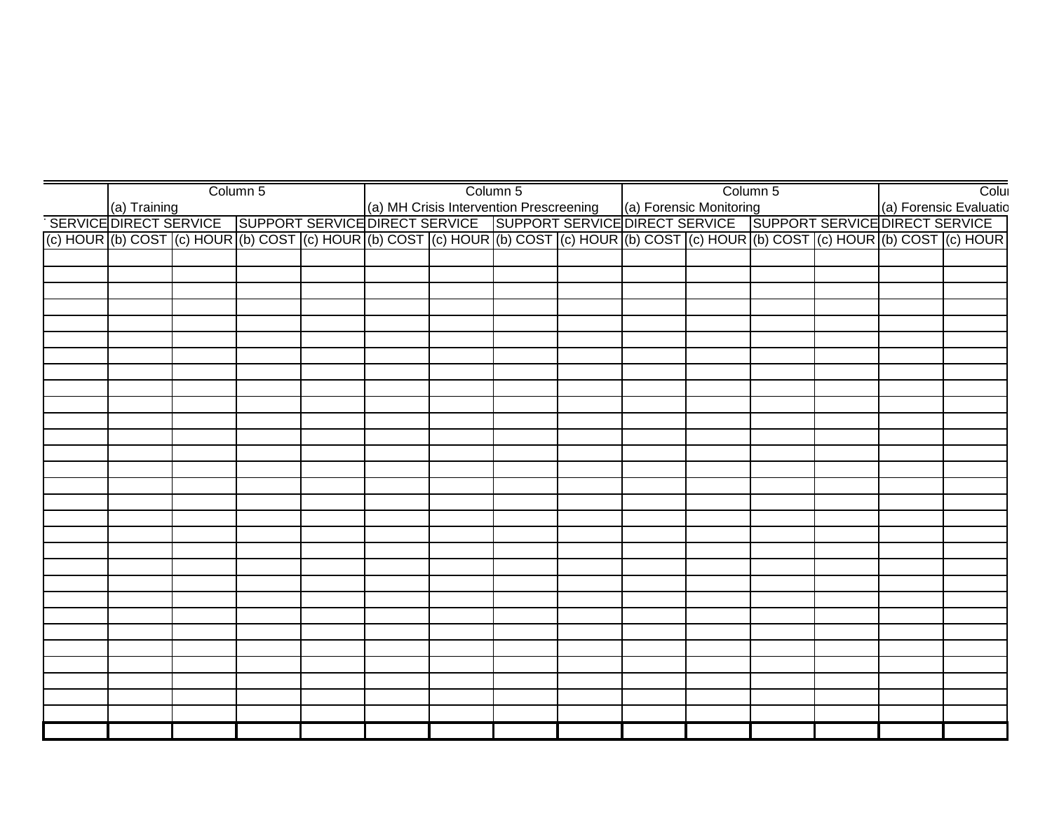| | Column 5 | | | | Column 5 | | | | Column 5 | | | | Column 5 | |
|---|---|---|---|---|---|---|---|---|---|---|---|---|---|---|
| | (a) Training | | | | (a) MH Crisis Intervention Prescreening | | | | (a) Forensic Monitoring | | | | (a) Forensic Evaluatio | |
| SERVICE | DIRECT SERVICE | | SUPPORT SERVICE | | DIRECT SERVICE | | SUPPORT SERVICE | | DIRECT SERVICE | | SUPPORT SERVICE | | DIRECT SERVICE | |
| (c) HOUR | (b) COST | (c) HOUR | (b) COST | (c) HOUR | (b) COST | (c) HOUR | (b) COST | (c) HOUR | (b) COST | (c) HOUR | (b) COST | (c) HOUR | (b) COST | (c) HOUR |
| | | | | | | | | | | | | | | |
| | | | | | | | | | | | | | | |
| | | | | | | | | | | | | | | |
| | | | | | | | | | | | | | | |
| | | | | | | | | | | | | | | |
| | | | | | | | | | | | | | | |
| | | | | | | | | | | | | | | |
| | | | | | | | | | | | | | | |
| | | | | | | | | | | | | | | |
| | | | | | | | | | | | | | | |
| | | | | | | | | | | | | | | |
| | | | | | | | | | | | | | | |
| | | | | | | | | | | | | | | |
| | | | | | | | | | | | | | | |
| | | | | | | | | | | | | | | |
| | | | | | | | | | | | | | | |
| | | | | | | | | | | | | | | |
| | | | | | | | | | | | | | | |
| | | | | | | | | | | | | | | |
| | | | | | | | | | | | | | | |
| | | | | | | | | | | | | | | |
| | | | | | | | | | | | | | | |
| | | | | | | | | | | | | | | |
| | | | | | | | | | | | | | | |
| | | | | | | | | | | | | | | |
| | | | | | | | | | | | | | | |
| | | | | | | | | | | | | | | |
| | | | | | | | | | | | | | | |
| | | | | | | | | | | | | | | |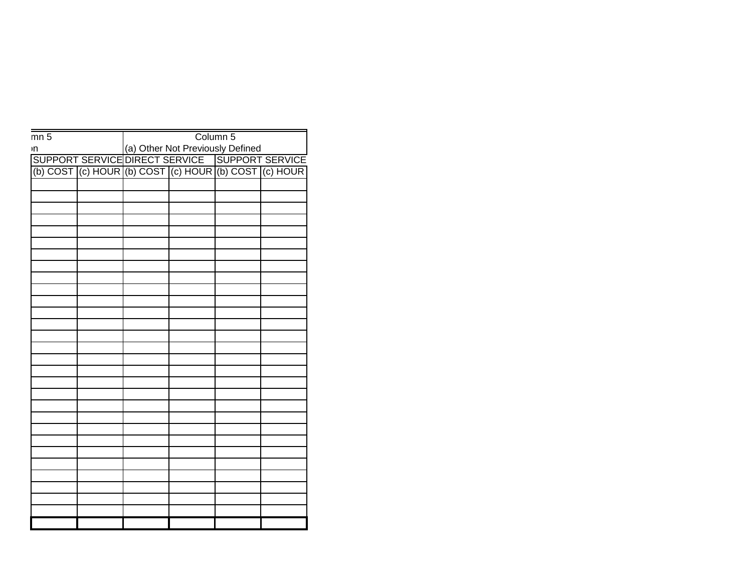| mn 5 | | Column 5 | | | |
|---|---|---|---|---|---|
| n | | (a) Other Not Previously Defined | | | |
| SUPPORT SERVICE | | DIRECT SERVICE | | SUPPORT SERVICE | |
| (b) COST | (c) HOUR | (b) COST | (c) HOUR | (b) COST | (c) HOUR |
| | | | | | |
| | | | | | |
| | | | | | |
| | | | | | |
| | | | | | |
| | | | | | |
| | | | | | |
| | | | | | |
| | | | | | |
| | | | | | |
| | | | | | |
| | | | | | |
| | | | | | |
| | | | | | |
| | | | | | |
| | | | | | |
| | | | | | |
| | | | | | |
| | | | | | |
| | | | | | |
| | | | | | |
| | | | | | |
| | | | | | |
| | | | | | |
| | | | | | |
| | | | | | |
| | | | | | |
| | | | | | |
| | | | | | |
| | | | | | |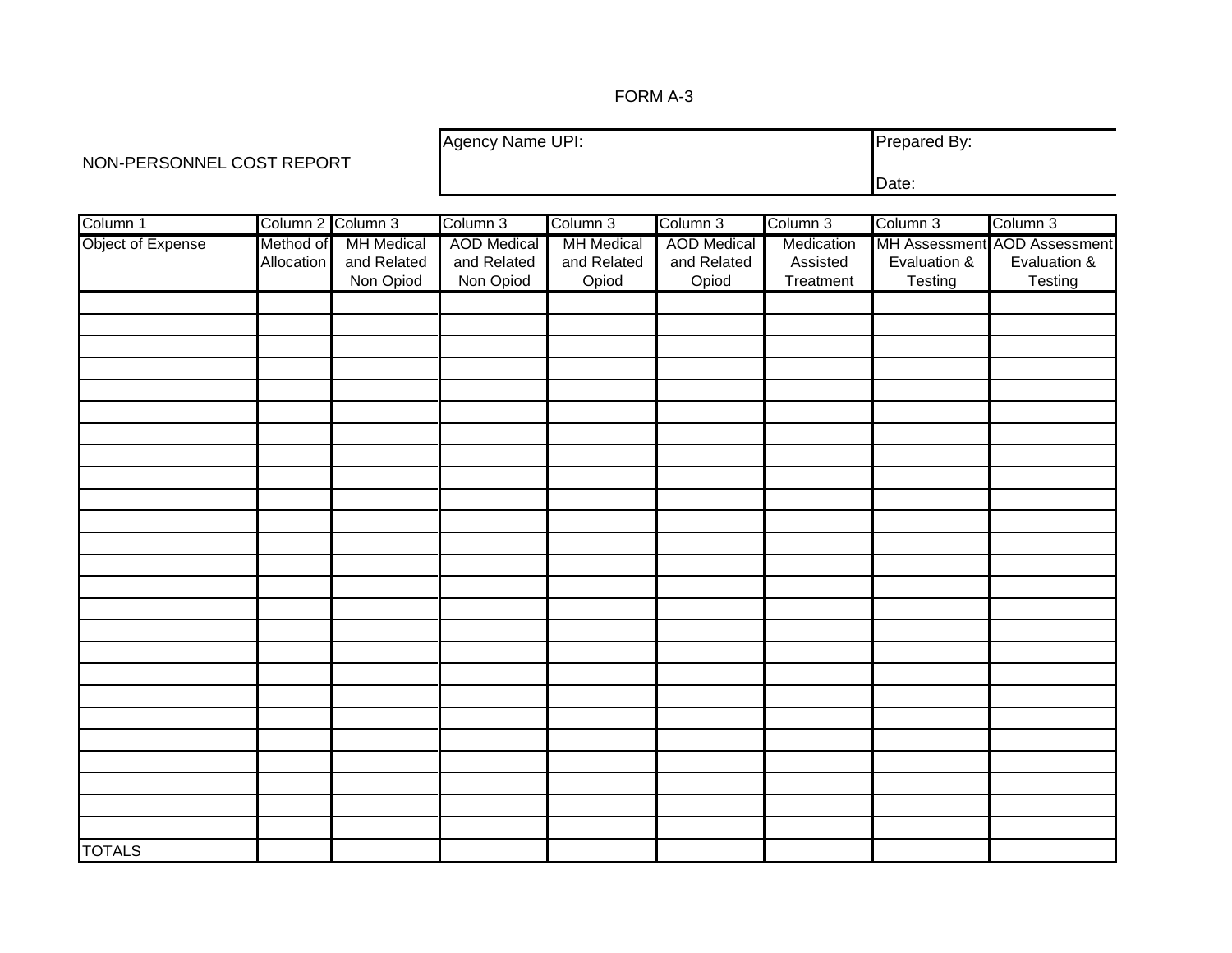FORM A-3

NON-PERSONNEL COST REPORT

| Agency Name UPI: | Prepared By: |
|---|---|
| | Date: |

| Column 1 | Column 2 | Column 3 | Column 3 | Column 3 | Column 3 | Column 3 | Column 3 | Column 3 |
|---|---|---|---|---|---|---|---|---|
| Object of Expense | Method of Allocation | MH Medical and Related Non Opiod | AOD Medical and Related Non Opiod | MH Medical and Related Opiod | AOD Medical and Related Opiod | Medication Assisted Treatment | MH Assessment Evaluation & Testing | AOD Assessment Evaluation & Testing |
| | | | | | | | | |
| | | | | | | | | |
| | | | | | | | | |
| | | | | | | | | |
| | | | | | | | | |
| | | | | | | | | |
| | | | | | | | | |
| | | | | | | | | |
| | | | | | | | | |
| | | | | | | | | |
| | | | | | | | | |
| | | | | | | | | |
| | | | | | | | | |
| | | | | | | | | |
| | | | | | | | | |
| | | | | | | | | |
| | | | | | | | | |
| | | | | | | | | |
| | | | | | | | | |
| | | | | | | | | |
| | | | | | | | | |
| | | | | | | | | |
| | | | | | | | | |
| | | | | | | | | |
| | | | | | | | | |
| TOTALS | | | | | | | | |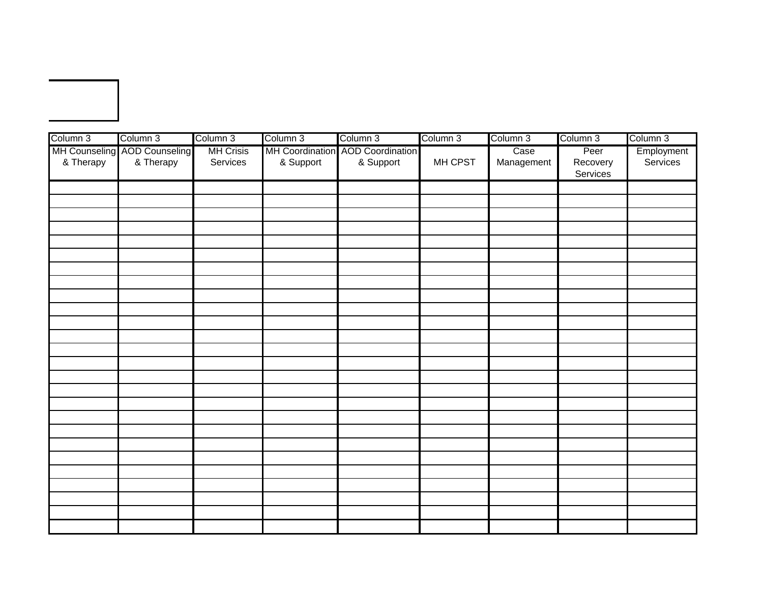| Column 3 | Column 3 | Column 3 | Column 3 | Column 3 | Column 3 | Column 3 | Column 3 | Column 3 |
|---|---|---|---|---|---|---|---|---|
| MH Counseling & Therapy | AOD Counseling & Therapy | MH Crisis Services | MH Coordination & Support | AOD Coordination & Support | MH CPST | Case Management | Peer Recovery Services | Employment Services |
| | | | | | | | | |
| | | | | | | | | |
| | | | | | | | | |
| | | | | | | | | |
| | | | | | | | | |
| | | | | | | | | |
| | | | | | | | | |
| | | | | | | | | |
| | | | | | | | | |
| | | | | | | | | |
| | | | | | | | | |
| | | | | | | | | |
| | | | | | | | | |
| | | | | | | | | |
| | | | | | | | | |
| | | | | | | | | |
| | | | | | | | | |
| | | | | | | | | |
| | | | | | | | | |
| | | | | | | | | |
| | | | | | | | | |
| | | | | | | | | |
| | | | | | | | | |
| | | | | | | | | |
| | | | | | | | | |
| | | | | | | | | |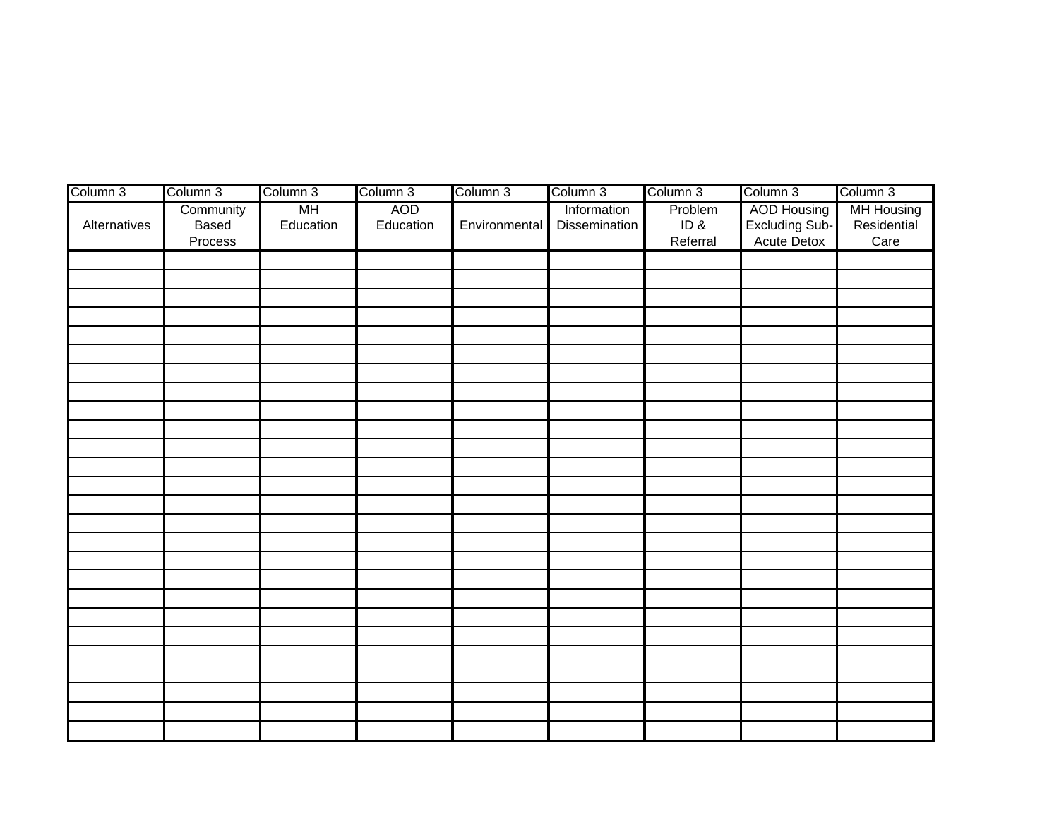| Column 3 | Column 3 | Column 3 | Column 3 | Column 3 | Column 3 | Column 3 | Column 3 | Column 3 |
|---|---|---|---|---|---|---|---|---|
| Alternatives | Community Based Process | MH Education | AOD Education | Environmental | Information Dissemination | Problem ID & Referral | AOD Housing Excluding Sub-Acute Detox | MH Housing Residential Care |
| | | | | | | | | |
| | | | | | | | | |
| | | | | | | | | |
| | | | | | | | | |
| | | | | | | | | |
| | | | | | | | | |
| | | | | | | | | |
| | | | | | | | | |
| | | | | | | | | |
| | | | | | | | | |
| | | | | | | | | |
| | | | | | | | | |
| | | | | | | | | |
| | | | | | | | | |
| | | | | | | | | |
| | | | | | | | | |
| | | | | | | | | |
| | | | | | | | | |
| | | | | | | | | |
| | | | | | | | | |
| | | | | | | | | |
| | | | | | | | | |
| | | | | | | | | |
| | | | | | | | | |
| | | | | | | | | |
| | | | | | | | | |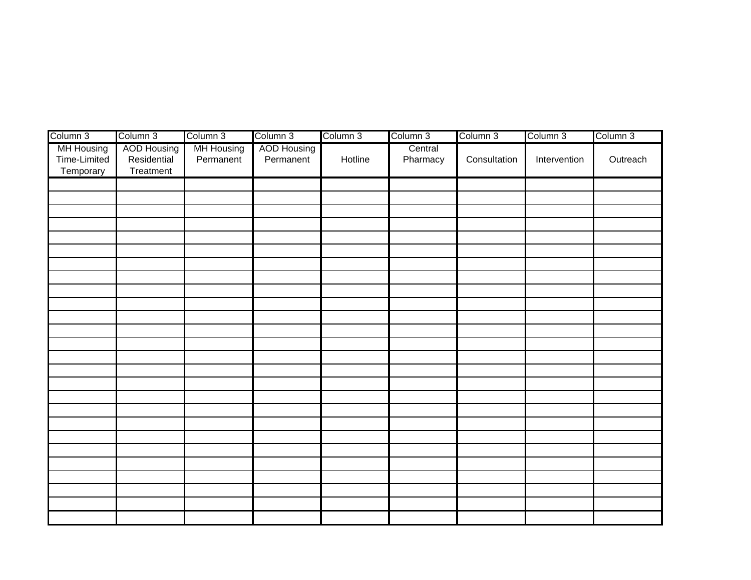| Column 3 | Column 3 | Column 3 | Column 3 | Column 3 | Column 3 | Column 3 | Column 3 | Column 3 |
|---|---|---|---|---|---|---|---|---|
| MH Housing Time-Limited Temporary | AOD Housing Residential Treatment | MH Housing Permanent | AOD Housing Permanent | Hotline | Central Pharmacy | Consultation | Intervention | Outreach |
| | | | | | | | | |
| | | | | | | | | |
| | | | | | | | | |
| | | | | | | | | |
| | | | | | | | | |
| | | | | | | | | |
| | | | | | | | | |
| | | | | | | | | |
| | | | | | | | | |
| | | | | | | | | |
| | | | | | | | | |
| | | | | | | | | |
| | | | | | | | | |
| | | | | | | | | |
| | | | | | | | | |
| | | | | | | | | |
| | | | | | | | | |
| | | | | | | | | |
| | | | | | | | | |
| | | | | | | | | |
| | | | | | | | | |
| | | | | | | | | |
| | | | | | | | | |
| | | | | | | | | |
| | | | | | | | | |
| | | | | | | | | |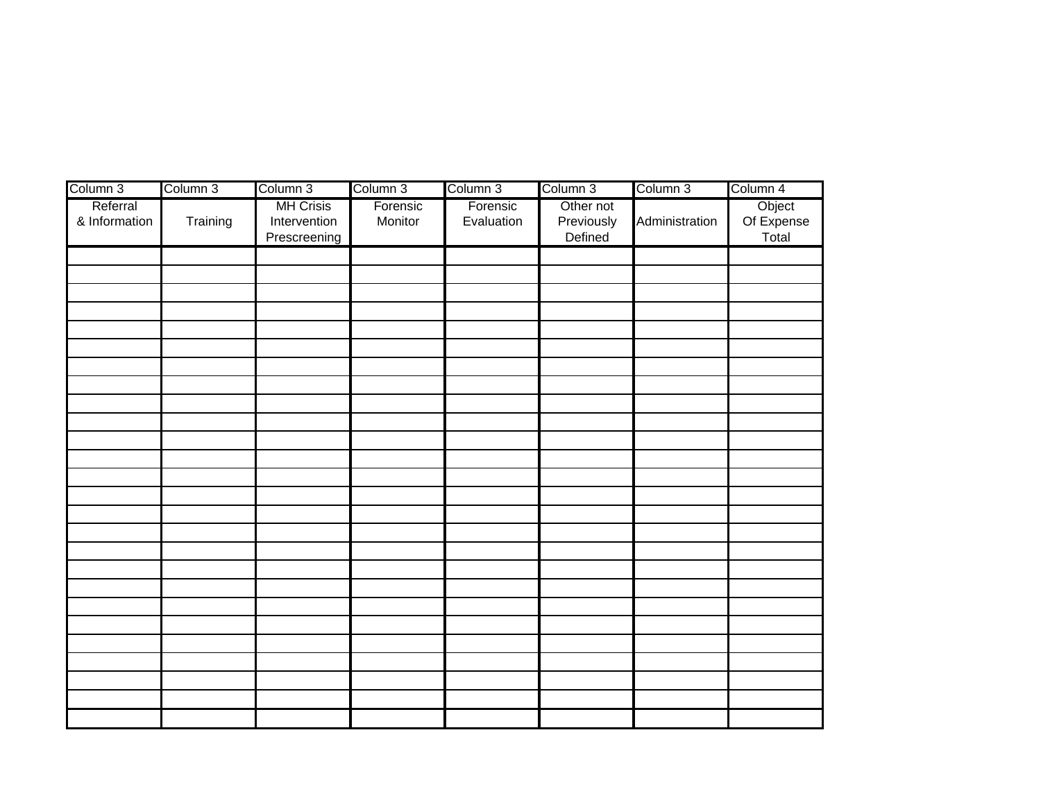| Column 3 | Column 3 | Column 3 | Column 3 | Column 3 | Column 3 | Column 3 | Column 4 |
|---|---|---|---|---|---|---|---|
| Referral & Information | Training | MH Crisis Intervention Prescreening | Forensic Monitor | Forensic Evaluation | Other not Previously Defined | Administration | Object Of Expense Total |
| | | | | | | | |
| | | | | | | | |
| | | | | | | | |
| | | | | | | | |
| | | | | | | | |
| | | | | | | | |
| | | | | | | | |
| | | | | | | | |
| | | | | | | | |
| | | | | | | | |
| | | | | | | | |
| | | | | | | | |
| | | | | | | | |
| | | | | | | | |
| | | | | | | | |
| | | | | | | | |
| | | | | | | | |
| | | | | | | | |
| | | | | | | | |
| | | | | | | | |
| | | | | | | | |
| | | | | | | | |
| | | | | | | | |
| | | | | | | | |
| | | | | | | | |
| | | | | | | | |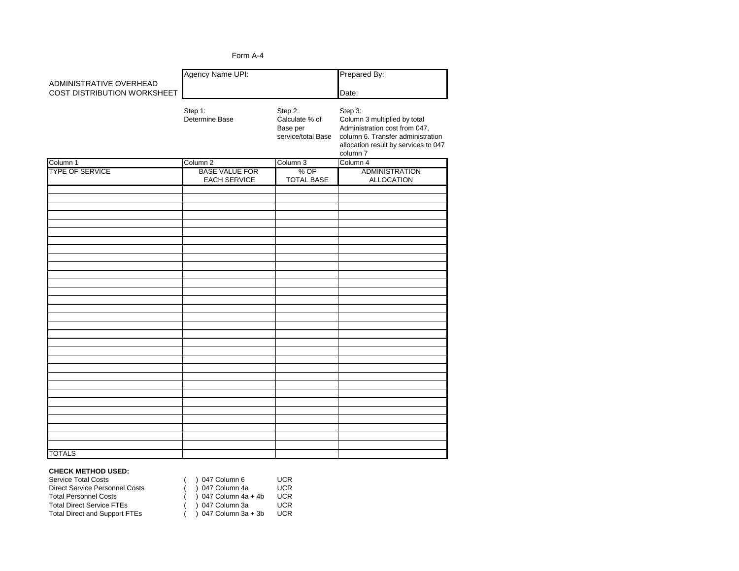Form A-4

| ADMINISTRATIVE OVERHEAD COST DISTRIBUTION WORKSHEET | Agency Name UPI: | | Prepared By: Date: |
|---|---|---|---|

| | Step 1: Determine Base | Step 2: Calculate % of Base per service/total Base | Step 3: Column 3 multiplied by total Administration cost from 047, column 6. Transfer administration allocation result by services to 047 column 7 |
|---|---|---|---|
| Column 1 | Column 2 | Column 3 | Column 4 |
| TYPE OF SERVICE | BASE VALUE FOR EACH SERVICE | % OF TOTAL BASE | ADMINISTRATION ALLOCATION |
| | | | |
| | | | |
| | | | |
| | | | |
| | | | |
| | | | |
| | | | |
| | | | |
| | | | |
| | | | |
| | | | |
| | | | |
| | | | |
| | | | |
| | | | |
| | | | |
| | | | |
| | | | |
| | | | |
| | | | |
| | | | |
| | | | |
| | | | |
| | | | |
| | | | |
| | | | |
| | | | |
| | | | |
| | | | |
| | | | |
| | | | |
| TOTALS | | | |

**CHECK METHOD USED:**

| | | |
|---|---|---|
| Service Total Costs | ( ) 047 Column 6 | UCR |
| Direct Service Personnel Costs | ( ) 047 Column 4a | UCR |
| Total Personnel Costs | ( ) 047 Column 4a + 4b | UCR |
| Total Direct Service FTEs | ( ) 047 Column 3a | UCR |
| Total Direct and Support FTEs | ( ) 047 Column 3a + 3b | UCR |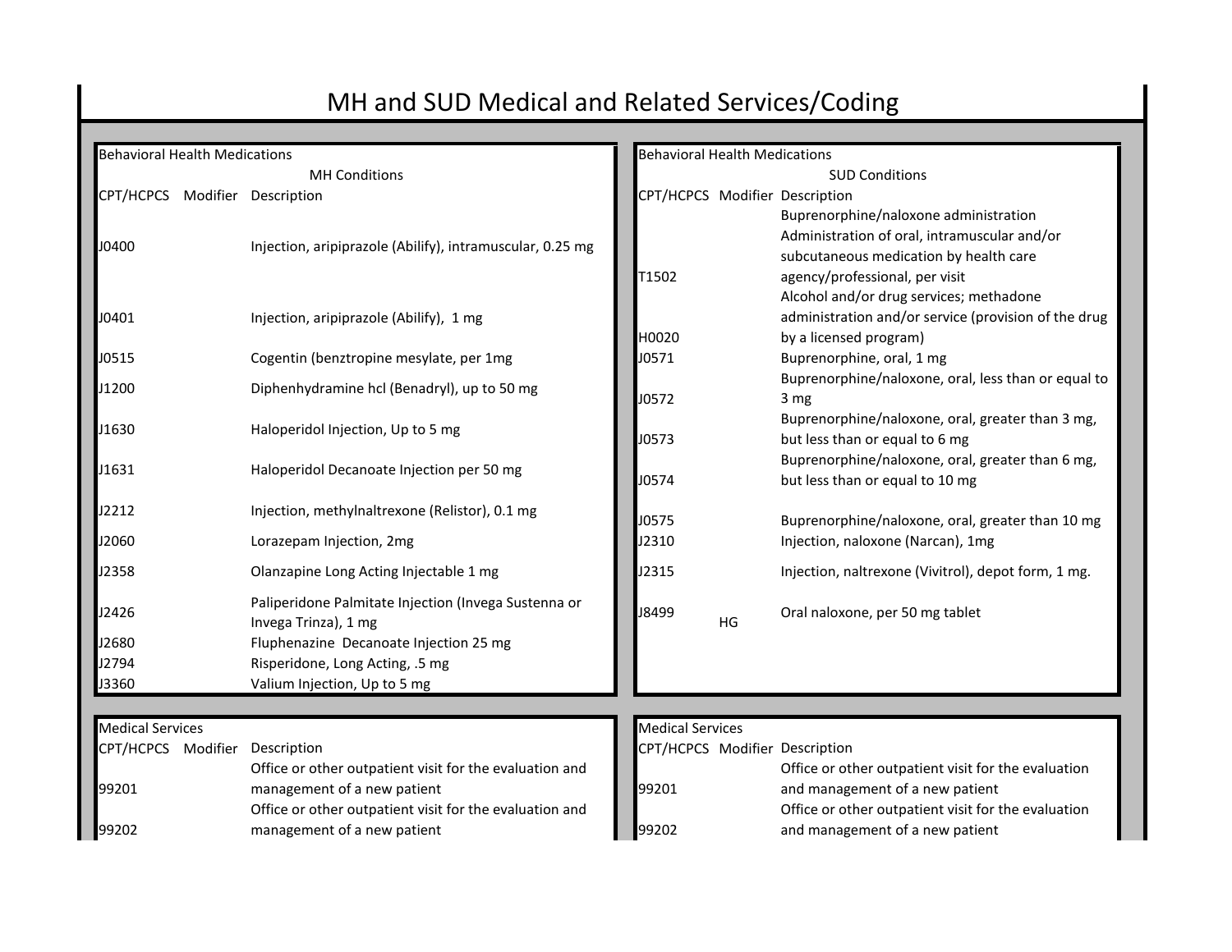# MH and SUD Medical and Related Services/Coding

## Behavioral Health Medications

### MH Conditions

| CPT/HCPCS | Modifier | Description |
|---|---|---|
| J0400 | | Injection, aripiprazole (Abilify), intramuscular, 0.25 mg |
| J0401 | | Injection, aripiprazole (Abilify), 1 mg |
| J0515 | | Cogentin (benztropine mesylate, per 1mg |
| J1200 | | Diphenhydramine hcl (Benadryl), up to 50 mg |
| J1630 | | Haloperidol Injection, Up to 5 mg |
| J1631 | | Haloperidol Decanoate Injection per 50 mg |
| J2212 | | Injection, methylnaltrexone (Relistor), 0.1 mg |
| J2060 | | Lorazepam Injection, 2mg |
| J2358 | | Olanzapine Long Acting Injectable 1 mg |
| J2426 | | Paliperidone Palmitate Injection (Invega Sustenna or Invega Trinza), 1 mg |
| J2680 | | Fluphenazine Decanoate Injection 25 mg |
| J2794 | | Risperidone, Long Acting, .5 mg |
| J3360 | | Valium Injection, Up to 5 mg |

### SUD Conditions

| CPT/HCPCS | Modifier | Description |
|---|---|---|
| T1502 | | Buprenorphine/naloxone administration Administration of oral, intramuscular and/or subcutaneous medication by health care agency/professional, per visit |
| H0020 | | Alcohol and/or drug services; methadone administration and/or service (provision of the drug by a licensed program) |
| J0571 | | Buprenorphine, oral, 1 mg |
| J0572 | | Buprenorphine/naloxone, oral, less than or equal to 3 mg |
| J0573 | | Buprenorphine/naloxone, oral, greater than 3 mg, but less than or equal to 6 mg |
| J0574 | | Buprenorphine/naloxone, oral, greater than 6 mg, but less than or equal to 10 mg |
| J0575 | | Buprenorphine/naloxone, oral, greater than 10 mg |
| J2310 | | Injection, naloxone (Narcan), 1mg |
| J2315 | | Injection, naltrexone (Vivitrol), depot form, 1 mg. |
| J8499 | HG | Oral naloxone, per 50 mg tablet |

## Medical Services

### MH Conditions

| CPT/HCPCS | Modifier | Description |
|---|---|---|
| 99201 | | Office or other outpatient visit for the evaluation and management of a new patient |
| 99202 | | Office or other outpatient visit for the evaluation and management of a new patient |

### SUD Conditions

| CPT/HCPCS | Modifier | Description |
|---|---|---|
| 99201 | | Office or other outpatient visit for the evaluation and management of a new patient |
| 99202 | | Office or other outpatient visit for the evaluation and management of a new patient |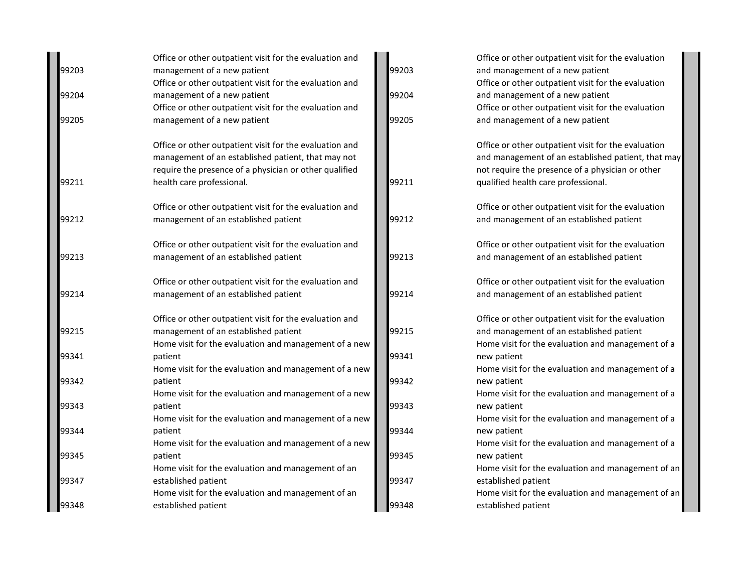| | | | |
|---|---|---|---|
| 99203 | Office or other outpatient visit for the evaluation and management of a new patient | 99203 | Office or other outpatient visit for the evaluation and management of a new patient |
| 99204 | Office or other outpatient visit for the evaluation and management of a new patient | 99204 | Office or other outpatient visit for the evaluation and management of a new patient |
| 99205 | Office or other outpatient visit for the evaluation and management of a new patient | 99205 | Office or other outpatient visit for the evaluation and management of a new patient |
| 99211 | Office or other outpatient visit for the evaluation and management of an established patient, that may not require the presence of a physician or other qualified health care professional. | 99211 | Office or other outpatient visit for the evaluation and management of an established patient, that may not require the presence of a physician or other qualified health care professional. |
| 99212 | Office or other outpatient visit for the evaluation and management of an established patient | 99212 | Office or other outpatient visit for the evaluation and management of an established patient |
| 99213 | Office or other outpatient visit for the evaluation and management of an established patient | 99213 | Office or other outpatient visit for the evaluation and management of an established patient |
| 99214 | Office or other outpatient visit for the evaluation and management of an established patient | 99214 | Office or other outpatient visit for the evaluation and management of an established patient |
| 99215 | Office or other outpatient visit for the evaluation and management of an established patient | 99215 | Office or other outpatient visit for the evaluation and management of an established patient |
| 99341 | Home visit for the evaluation and management of a new patient | 99341 | Home visit for the evaluation and management of a new patient |
| 99342 | Home visit for the evaluation and management of a new patient | 99342 | Home visit for the evaluation and management of a new patient |
| 99343 | Home visit for the evaluation and management of a new patient | 99343 | Home visit for the evaluation and management of a new patient |
| 99344 | Home visit for the evaluation and management of a new patient | 99344 | Home visit for the evaluation and management of a new patient |
| 99345 | Home visit for the evaluation and management of a new patient | 99345 | Home visit for the evaluation and management of a new patient |
| 99347 | Home visit for the evaluation and management of an established patient | 99347 | Home visit for the evaluation and management of an established patient |
| 99348 | Home visit for the evaluation and management of an established patient | 99348 | Home visit for the evaluation and management of an established patient |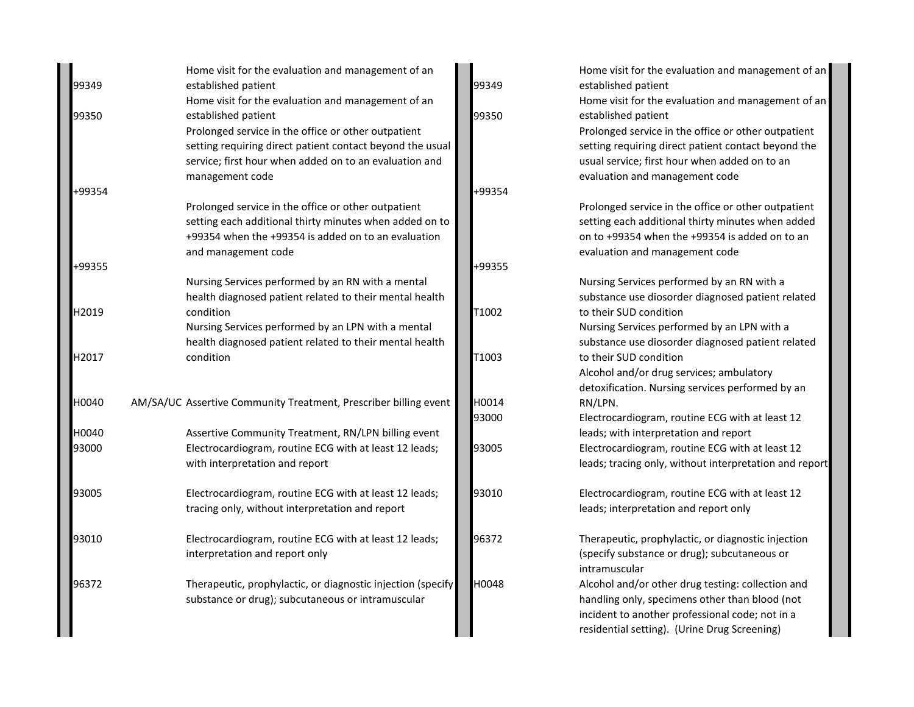| Code | Modifier | Description |
|---|---|---|
| 99349 | | Home visit for the evaluation and management of an established patient |
| 99350 | | Home visit for the evaluation and management of an established patient |
| +99354 | | Prolonged service in the office or other outpatient setting requiring direct patient contact beyond the usual service; first hour when added on to an evaluation and management code |
| +99355 | | Prolonged service in the office or other outpatient setting each additional thirty minutes when added on to +99354 when the +99354 is added on to an evaluation and management code |
| H2019 | | Nursing Services performed by an RN with a mental health diagnosed patient related to their mental health condition |
| H2017 | | Nursing Services performed by an LPN with a mental health diagnosed patient related to their mental health condition |
| H0040 | AM/SA/UC | Assertive Community Treatment, Prescriber billing event |
| H0040 | | Assertive Community Treatment, RN/LPN billing event |
| 93000 | | Electrocardiogram, routine ECG with at least 12 leads; with interpretation and report |
| 93005 | | Electrocardiogram, routine ECG with at least 12 leads; tracing only, without interpretation and report |
| 93010 | | Electrocardiogram, routine ECG with at least 12 leads; interpretation and report only |
| 96372 | | Therapeutic, prophylactic, or diagnostic injection (specify substance or drug); subcutaneous or intramuscular |

| Code | Description |
|---|---|
| 99349 | Home visit for the evaluation and management of an established patient |
| 99350 | Home visit for the evaluation and management of an established patient |
| +99354 | Prolonged service in the office or other outpatient setting requiring direct patient contact beyond the usual service; first hour when added on to an evaluation and management code |
| +99355 | Prolonged service in the office or other outpatient setting each additional thirty minutes when added on to +99354 when the +99354 is added on to an evaluation and management code |
| T1002 | Nursing Services performed by an RN with a substance use diosorder diagnosed patient related to their SUD condition |
| T1003 | Nursing Services performed by an LPN with a substance use diosorder diagnosed patient related to their SUD condition |
| H0014 | Alcohol and/or drug services; ambulatory detoxification. Nursing services performed by an RN/LPN. |
| 93000 | Electrocardiogram, routine ECG with at least 12 leads; with interpretation and report |
| 93005 | Electrocardiogram, routine ECG with at least 12 leads; tracing only, without interpretation and report |
| 93010 | Electrocardiogram, routine ECG with at least 12 leads; interpretation and report only |
| 96372 | Therapeutic, prophylactic, or diagnostic injection (specify substance or drug); subcutaneous or intramuscular |
| H0048 | Alcohol and/or other drug testing: collection and handling only, specimens other than blood (not incident to another professional code; not in a residential setting). (Urine Drug Screening) |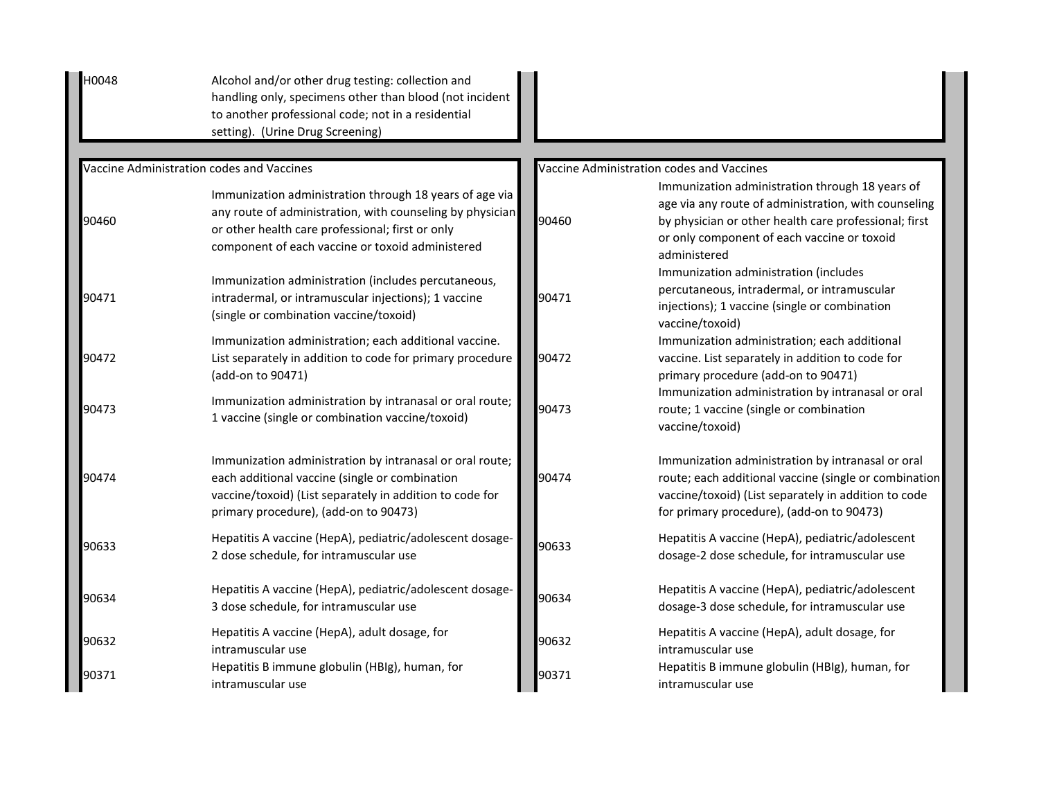| | | | |
|---|---|---|---|
| H0048 | Alcohol and/or other drug testing: collection and handling only, specimens other than blood (not incident to another professional code; not in a residential setting). (Urine Drug Screening) | | |
| Vaccine Administration codes and Vaccines | | Vaccine Administration codes and Vaccines | |
| 90460 | Immunization administration through 18 years of age via any route of administration, with counseling by physician or other health care professional; first or only component of each vaccine or toxoid administered | 90460 | Immunization administration through 18 years of age via any route of administration, with counseling by physician or other health care professional; first or only component of each vaccine or toxoid administered |
| 90471 | Immunization administration (includes percutaneous, intradermal, or intramuscular injections); 1 vaccine (single or combination vaccine/toxoid) | 90471 | Immunization administration (includes percutaneous, intradermal, or intramuscular injections); 1 vaccine (single or combination vaccine/toxoid) |
| 90472 | Immunization administration; each additional vaccine. List separately in addition to code for primary procedure (add-on to 90471) | 90472 | Immunization administration; each additional vaccine. List separately in addition to code for primary procedure (add-on to 90471) |
| 90473 | Immunization administration by intranasal or oral route; 1 vaccine (single or combination vaccine/toxoid) | 90473 | Immunization administration by intranasal or oral route; 1 vaccine (single or combination vaccine/toxoid) |
| 90474 | Immunization administration by intranasal or oral route; each additional vaccine (single or combination vaccine/toxoid) (List separately in addition to code for primary procedure), (add-on to 90473) | 90474 | Immunization administration by intranasal or oral route; each additional vaccine (single or combination vaccine/toxoid) (List separately in addition to code for primary procedure), (add-on to 90473) |
| 90633 | Hepatitis A vaccine (HepA), pediatric/adolescent dosage-2 dose schedule, for intramuscular use | 90633 | Hepatitis A vaccine (HepA), pediatric/adolescent dosage-2 dose schedule, for intramuscular use |
| 90634 | Hepatitis A vaccine (HepA), pediatric/adolescent dosage-3 dose schedule, for intramuscular use | 90634 | Hepatitis A vaccine (HepA), pediatric/adolescent dosage-3 dose schedule, for intramuscular use |
| 90632 | Hepatitis A vaccine (HepA), adult dosage, for intramuscular use | 90632 | Hepatitis A vaccine (HepA), adult dosage, for intramuscular use |
| 90371 | Hepatitis B immune globulin (HBIg), human, for intramuscular use | 90371 | Hepatitis B immune globulin (HBIg), human, for intramuscular use |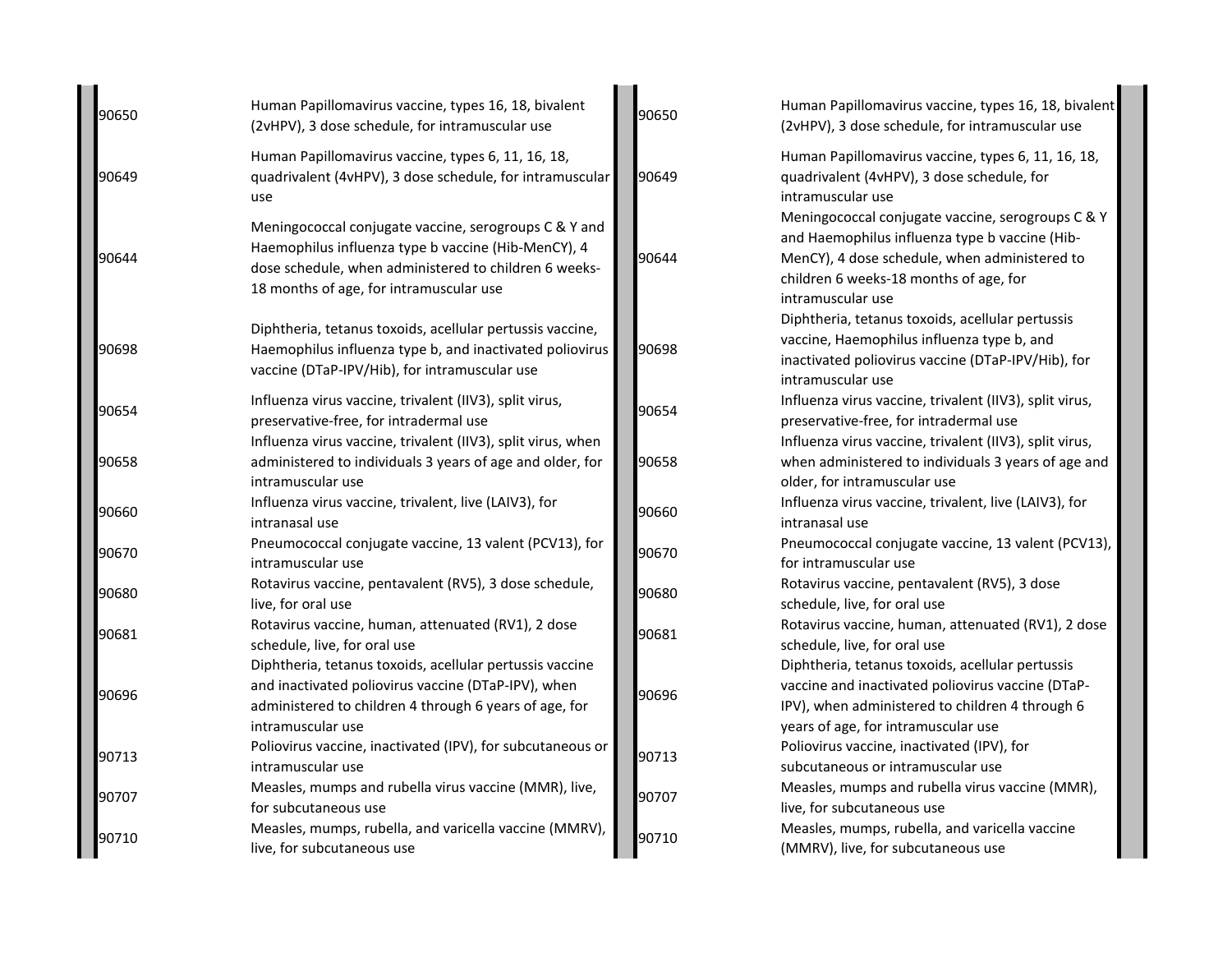| | | | |
|---|---|---|---|
| 90650 | Human Papillomavirus vaccine, types 16, 18, bivalent (2vHPV), 3 dose schedule, for intramuscular use | 90650 | Human Papillomavirus vaccine, types 16, 18, bivalent (2vHPV), 3 dose schedule, for intramuscular use |
| 90649 | Human Papillomavirus vaccine, types 6, 11, 16, 18, quadrivalent (4vHPV), 3 dose schedule, for intramuscular use | 90649 | Human Papillomavirus vaccine, types 6, 11, 16, 18, quadrivalent (4vHPV), 3 dose schedule, for intramuscular use |
| 90644 | Meningococcal conjugate vaccine, serogroups C & Y and Haemophilus influenza type b vaccine (Hib-MenCY), 4 dose schedule, when administered to children 6 weeks-18 months of age, for intramuscular use | 90644 | Meningococcal conjugate vaccine, serogroups C & Y and Haemophilus influenza type b vaccine (Hib-MenCY), 4 dose schedule, when administered to children 6 weeks-18 months of age, for intramuscular use |
| 90698 | Diphtheria, tetanus toxoids, acellular pertussis vaccine, Haemophilus influenza type b, and inactivated poliovirus vaccine (DTaP-IPV/Hib), for intramuscular use | 90698 | Diphtheria, tetanus toxoids, acellular pertussis vaccine, Haemophilus influenza type b, and inactivated poliovirus vaccine (DTaP-IPV/Hib), for intramuscular use |
| 90654 | Influenza virus vaccine, trivalent (IIV3), split virus, preservative-free, for intradermal use | 90654 | Influenza virus vaccine, trivalent (IIV3), split virus, preservative-free, for intradermal use |
| 90658 | Influenza virus vaccine, trivalent (IIV3), split virus, when administered to individuals 3 years of age and older, for intramuscular use | 90658 | Influenza virus vaccine, trivalent (IIV3), split virus, when administered to individuals 3 years of age and older, for intramuscular use |
| 90660 | Influenza virus vaccine, trivalent, live (LAIV3), for intranasal use | 90660 | Influenza virus vaccine, trivalent, live (LAIV3), for intranasal use |
| 90670 | Pneumococcal conjugate vaccine, 13 valent (PCV13), for intramuscular use | 90670 | Pneumococcal conjugate vaccine, 13 valent (PCV13), for intramuscular use |
| 90680 | Rotavirus vaccine, pentavalent (RV5), 3 dose schedule, live, for oral use | 90680 | Rotavirus vaccine, pentavalent (RV5), 3 dose schedule, live, for oral use |
| 90681 | Rotavirus vaccine, human, attenuated (RV1), 2 dose schedule, live, for oral use | 90681 | Rotavirus vaccine, human, attenuated (RV1), 2 dose schedule, live, for oral use |
| 90696 | Diphtheria, tetanus toxoids, acellular pertussis vaccine and inactivated poliovirus vaccine (DTaP-IPV), when administered to children 4 through 6 years of age, for intramuscular use | 90696 | Diphtheria, tetanus toxoids, acellular pertussis vaccine and inactivated poliovirus vaccine (DTaP-IPV), when administered to children 4 through 6 years of age, for intramuscular use |
| 90713 | Poliovirus vaccine, inactivated (IPV), for subcutaneous or intramuscular use | 90713 | Poliovirus vaccine, inactivated (IPV), for subcutaneous or intramuscular use |
| 90707 | Measles, mumps and rubella virus vaccine (MMR), live, for subcutaneous use | 90707 | Measles, mumps and rubella virus vaccine (MMR), live, for subcutaneous use |
| 90710 | Measles, mumps, rubella, and varicella vaccine (MMRV), live, for subcutaneous use | 90710 | Measles, mumps, rubella, and varicella vaccine (MMRV), live, for subcutaneous use |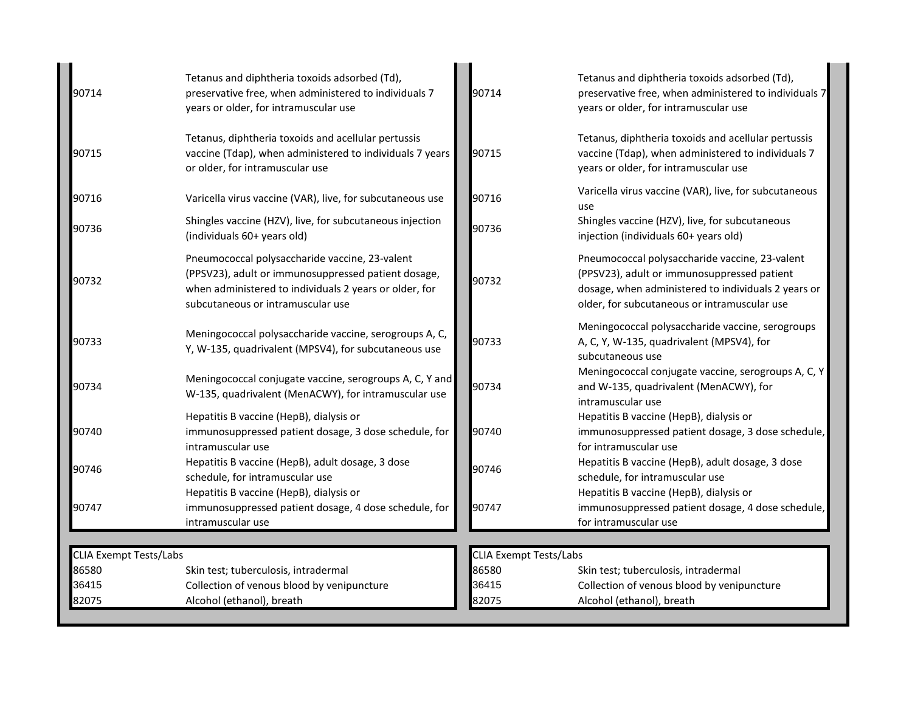| | |
|---|---|
| 90714 | Tetanus and diphtheria toxoids adsorbed (Td), preservative free, when administered to individuals 7 years or older, for intramuscular use |
| 90715 | Tetanus, diphtheria toxoids and acellular pertussis vaccine (Tdap), when administered to individuals 7 years or older, for intramuscular use |
| 90716 | Varicella virus vaccine (VAR), live, for subcutaneous use |
| 90736 | Shingles vaccine (HZV), live, for subcutaneous injection (individuals 60+ years old) |
| 90732 | Pneumococcal polysaccharide vaccine, 23-valent (PPSV23), adult or immunosuppressed patient dosage, when administered to individuals 2 years or older, for subcutaneous or intramuscular use |
| 90733 | Meningococcal polysaccharide vaccine, serogroups A, C, Y, W-135, quadrivalent (MPSV4), for subcutaneous use |
| 90734 | Meningococcal conjugate vaccine, serogroups A, C, Y and W-135, quadrivalent (MenACWY), for intramuscular use |
| 90740 | Hepatitis B vaccine (HepB), dialysis or immunosuppressed patient dosage, 3 dose schedule, for intramuscular use |
| 90746 | Hepatitis B vaccine (HepB), adult dosage, 3 dose schedule, for intramuscular use |
| 90747 | Hepatitis B vaccine (HepB), dialysis or immunosuppressed patient dosage, 4 dose schedule, for intramuscular use |

| CLIA Exempt Tests/Labs | |
|---|---|
| 86580 | Skin test; tuberculosis, intradermal |
| 36415 | Collection of venous blood by venipuncture |
| 82075 | Alcohol (ethanol), breath |

| | |
|---|---|
| 90714 | Tetanus and diphtheria toxoids adsorbed (Td), preservative free, when administered to individuals 7 years or older, for intramuscular use |
| 90715 | Tetanus, diphtheria toxoids and acellular pertussis vaccine (Tdap), when administered to individuals 7 years or older, for intramuscular use |
| 90716 | Varicella virus vaccine (VAR), live, for subcutaneous use |
| 90736 | Shingles vaccine (HZV), live, for subcutaneous injection (individuals 60+ years old) |
| 90732 | Pneumococcal polysaccharide vaccine, 23-valent (PPSV23), adult or immunosuppressed patient dosage, when administered to individuals 2 years or older, for subcutaneous or intramuscular use |
| 90733 | Meningococcal polysaccharide vaccine, serogroups A, C, Y, W-135, quadrivalent (MPSV4), for subcutaneous use |
| 90734 | Meningococcal conjugate vaccine, serogroups A, C, Y and W-135, quadrivalent (MenACWY), for intramuscular use |
| 90740 | Hepatitis B vaccine (HepB), dialysis or immunosuppressed patient dosage, 3 dose schedule, for intramuscular use |
| 90746 | Hepatitis B vaccine (HepB), adult dosage, 3 dose schedule, for intramuscular use |
| 90747 | Hepatitis B vaccine (HepB), dialysis or immunosuppressed patient dosage, 4 dose schedule, for intramuscular use |

| CLIA Exempt Tests/Labs | |
|---|---|
| 86580 | Skin test; tuberculosis, intradermal |
| 36415 | Collection of venous blood by venipuncture |
| 82075 | Alcohol (ethanol), breath |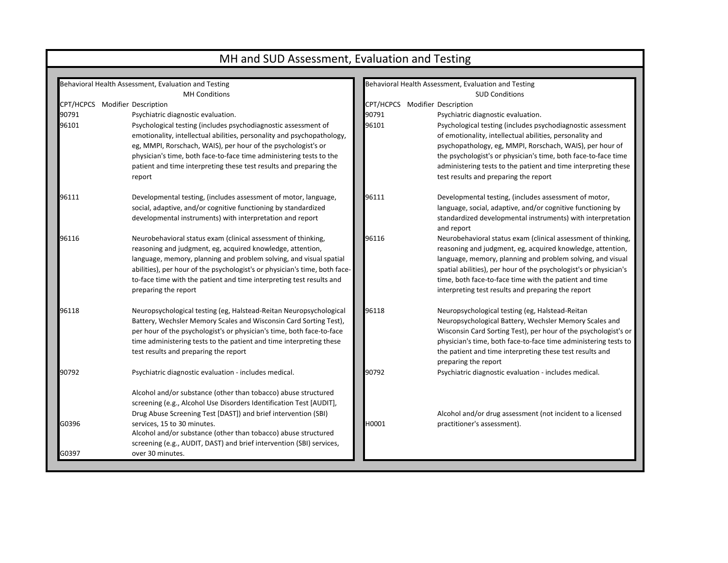# MH and SUD Assessment, Evaluation and Testing

Behavioral Health Assessment, Evaluation and Testing

MH Conditions

| CPT/HCPCS | Modifier | Description |
|---|---|---|
| 90791 | | Psychiatric diagnostic evaluation. |
| 96101 | | Psychological testing (includes psychodiagnostic assessment of emotionality, intellectual abilities, personality and psychopathology, eg, MMPI, Rorschach, WAIS), per hour of the psychologist's or physician's time, both face-to-face time administering tests to the patient and time interpreting these test results and preparing the report |
| 96111 | | Developmental testing, (includes assessment of motor, language, social, adaptive, and/or cognitive functioning by standardized developmental instruments) with interpretation and report |
| 96116 | | Neurobehavioral status exam (clinical assessment of thinking, reasoning and judgment, eg, acquired knowledge, attention, language, memory, planning and problem solving, and visual spatial abilities), per hour of the psychologist's or physician's time, both face-to-face time with the patient and time interpreting test results and preparing the report |
| 96118 | | Neuropsychological testing (eg, Halstead-Reitan Neuropsychological Battery, Wechsler Memory Scales and Wisconsin Card Sorting Test), per hour of the psychologist's or physician's time, both face-to-face time administering tests to the patient and time interpreting these test results and preparing the report |
| 90792 | | Psychiatric diagnostic evaluation - includes medical. |
| G0396 | | Alcohol and/or substance (other than tobacco) abuse structured screening (e.g., Alcohol Use Disorders Identification Test [AUDIT], Drug Abuse Screening Test [DAST]) and brief intervention (SBI) services, 15 to 30 minutes. |
| G0397 | | Alcohol and/or substance (other than tobacco) abuse structured screening (e.g., AUDIT, DAST) and brief intervention (SBI) services, over 30 minutes. |

Behavioral Health Assessment, Evaluation and Testing

SUD Conditions

| CPT/HCPCS | Modifier | Description |
|---|---|---|
| 90791 | | Psychiatric diagnostic evaluation. |
| 96101 | | Psychological testing (includes psychodiagnostic assessment of emotionality, intellectual abilities, personality and psychopathology, eg, MMPI, Rorschach, WAIS), per hour of the psychologist's or physician's time, both face-to-face time administering tests to the patient and time interpreting these test results and preparing the report |
| 96111 | | Developmental testing, (includes assessment of motor, language, social, adaptive, and/or cognitive functioning by standardized developmental instruments) with interpretation and report |
| 96116 | | Neurobehavioral status exam (clinical assessment of thinking, reasoning and judgment, eg, acquired knowledge, attention, language, memory, planning and problem solving, and visual spatial abilities), per hour of the psychologist's or physician's time, both face-to-face time with the patient and time interpreting test results and preparing the report |
| 96118 | | Neuropsychological testing (eg, Halstead-Reitan Neuropsychological Battery, Wechsler Memory Scales and Wisconsin Card Sorting Test), per hour of the psychologist's or physician's time, both face-to-face time administering tests to the patient and time interpreting these test results and preparing the report |
| 90792 | | Psychiatric diagnostic evaluation - includes medical. |
| H0001 | | Alcohol and/or drug assessment (not incident to a licensed practitioner's assessment). |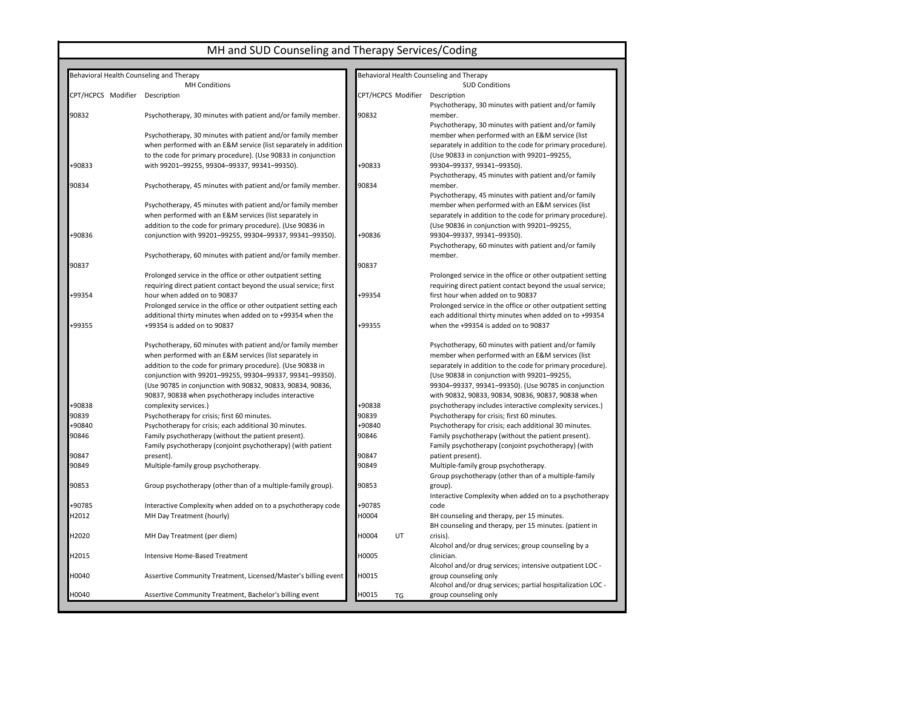# MH and SUD Counseling and Therapy Services/Coding

## Behavioral Health Counseling and Therapy — MH Conditions

| CPT/HCPCS | Modifier | Description |
|---|---|---|
| 90832 | | Psychotherapy, 30 minutes with patient and/or family member. |
| +90833 | | Psychotherapy, 30 minutes with patient and/or family member when performed with an E&M service (list separately in addition to the code for primary procedure). (Use 90833 in conjunction with 99201–99255, 99304–99337, 99341–99350). |
| 90834 | | Psychotherapy, 45 minutes with patient and/or family member. |
| +90836 | | Psychotherapy, 45 minutes with patient and/or family member when performed with an E&M services (list separately in addition to the code for primary procedure). (Use 90836 in conjunction with 99201–99255, 99304–99337, 99341–99350). |
| 90837 | | Psychotherapy, 60 minutes with patient and/or family member. |
| +99354 | | Prolonged service in the office or other outpatient setting requiring direct patient contact beyond the usual service; first hour when added on to 90837 |
| +99355 | | Prolonged service in the office or other outpatient setting each additional thirty minutes when added on to +99354 when the +99354 is added on to 90837 |
| +90838 | | Psychotherapy, 60 minutes with patient and/or family member when performed with an E&M services (list separately in addition to the code for primary procedure). (Use 90838 in conjunction with 99201–99255, 99304–99337, 99341–99350). (Use 90785 in conjunction with 90832, 90833, 90834, 90836, 90837, 90838 when psychotherapy includes interactive complexity services.) |
| 90839 | | Psychotherapy for crisis; first 60 minutes. |
| +90840 | | Psychotherapy for crisis; each additional 30 minutes. |
| 90846 | | Family psychotherapy (without the patient present). |
| 90847 | | Family psychotherapy (conjoint psychotherapy) (with patient present). |
| 90849 | | Multiple-family group psychotherapy. |
| 90853 | | Group psychotherapy (other than of a multiple-family group). |
| +90785 | | Interactive Complexity when added on to a psychotherapy code |
| H2012 | | MH Day Treatment (hourly) |
| H2020 | | MH Day Treatment (per diem) |
| H2015 | | Intensive Home-Based Treatment |
| H0040 | | Assertive Community Treatment, Licensed/Master's billing event |
| H0040 | | Assertive Community Treatment, Bachelor's billing event |

## Behavioral Health Counseling and Therapy — SUD Conditions

| CPT/HCPCS | Modifier | Description |
|---|---|---|
| 90832 | | Psychotherapy, 30 minutes with patient and/or family member. |
| +90833 | | Psychotherapy, 30 minutes with patient and/or family member when performed with an E&M service (list separately in addition to the code for primary procedure). (Use 90833 in conjunction with 99201–99255, 99304–99337, 99341–99350). |
| 90834 | | Psychotherapy, 45 minutes with patient and/or family member. |
| +90836 | | Psychotherapy, 45 minutes with patient and/or family member when performed with an E&M services (list separately in addition to the code for primary procedure). (Use 90836 in conjunction with 99201–99255, 99304–99337, 99341–99350). |
| 90837 | | Psychotherapy, 60 minutes with patient and/or family member. |
| +99354 | | Prolonged service in the office or other outpatient setting requiring direct patient contact beyond the usual service; first hour when added on to 90837 |
| +99355 | | Prolonged service in the office or other outpatient setting each additional thirty minutes when added on to +99354 when the +99354 is added on to 90837 |
| +90838 | | Psychotherapy, 60 minutes with patient and/or family member when performed with an E&M services (list separately in addition to the code for primary procedure). (Use 90838 in conjunction with 99201–99255, 99304–99337, 99341–99350). (Use 90785 in conjunction with 90832, 90833, 90834, 90836, 90837, 90838 when psychotherapy includes interactive complexity services.) |
| 90839 | | Psychotherapy for crisis; first 60 minutes. |
| +90840 | | Psychotherapy for crisis; each additional 30 minutes. |
| 90846 | | Family psychotherapy (without the patient present). |
| 90847 | | Family psychotherapy (conjoint psychotherapy) (with patient present). |
| 90849 | | Multiple-family group psychotherapy. |
| 90853 | | Group psychotherapy (other than of a multiple-family group). |
| +90785 | | Interactive Complexity when added on to a psychotherapy code |
| H0004 | | BH counseling and therapy, per 15 minutes. |
| H0004 | UT | BH counseling and therapy, per 15 minutes. (patient in crisis). |
| H0005 | | Alcohol and/or drug services; group counseling by a clinician. |
| H0015 | | Alcohol and/or drug services; intensive outpatient LOC - group counseling only |
| H0015 | TG | Alcohol and/or drug services; partial hospitalization LOC - group counseling only |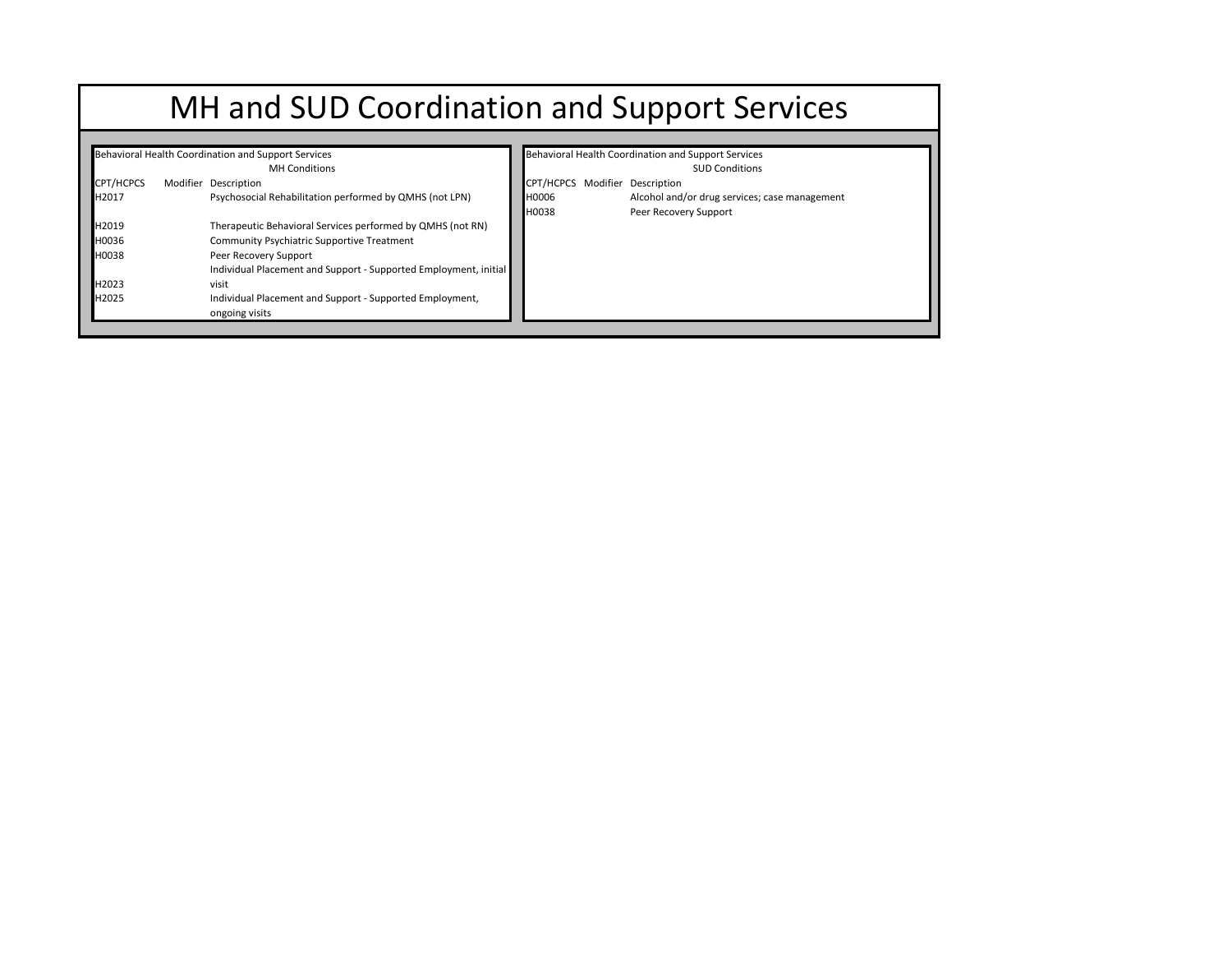# MH and SUD Coordination and Support Services

Behavioral Health Coordination and Support Services

MH Conditions

| CPT/HCPCS | Modifier | Description |
|---|---|---|
| H2017 | | Psychosocial Rehabilitation performed by QMHS (not LPN) |
| H2019 | | Therapeutic Behavioral Services performed by QMHS (not RN) |
| H0036 | | Community Psychiatric Supportive Treatment |
| H0038 | | Peer Recovery Support |
| H2023 | | Individual Placement and Support - Supported Employment, initial visit |
| H2025 | | Individual Placement and Support - Supported Employment, ongoing visits |

Behavioral Health Coordination and Support Services

SUD Conditions

| CPT/HCPCS | Modifier | Description |
|---|---|---|
| H0006 | | Alcohol and/or drug services; case management |
| H0038 | | Peer Recovery Support |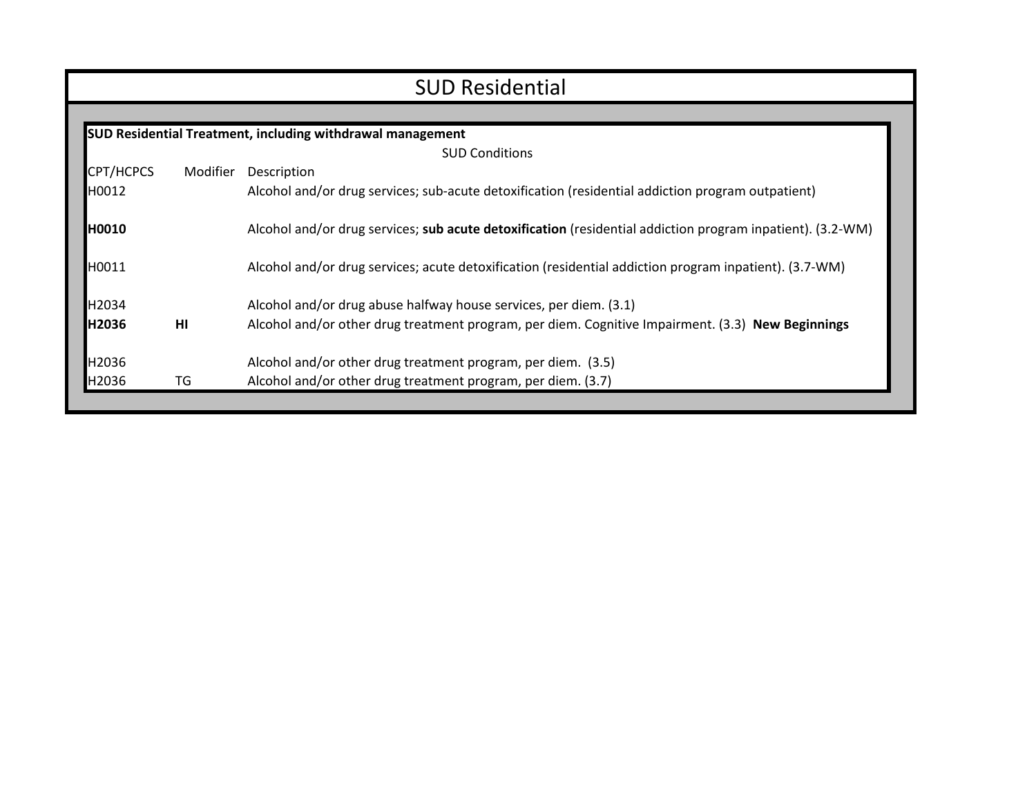# SUD Residential

**SUD Residential Treatment, including withdrawal management**

SUD Conditions

| CPT/HCPCS | Modifier | Description |
|---|---|---|
| H0012 | | Alcohol and/or drug services; sub-acute detoxification (residential addiction program outpatient) |
| **H0010** | | Alcohol and/or drug services; **sub acute detoxification** (residential addiction program inpatient). (3.2-WM) |
| H0011 | | Alcohol and/or drug services; acute detoxification (residential addiction program inpatient). (3.7-WM) |
| H2034 | | Alcohol and/or drug abuse halfway house services, per diem. (3.1) |
| **H2036** | **HI** | Alcohol and/or other drug treatment program, per diem. Cognitive Impairment. (3.3) **New Beginnings** |
| H2036 | | Alcohol and/or other drug treatment program, per diem. (3.5) |
| H2036 | TG | Alcohol and/or other drug treatment program, per diem. (3.7) |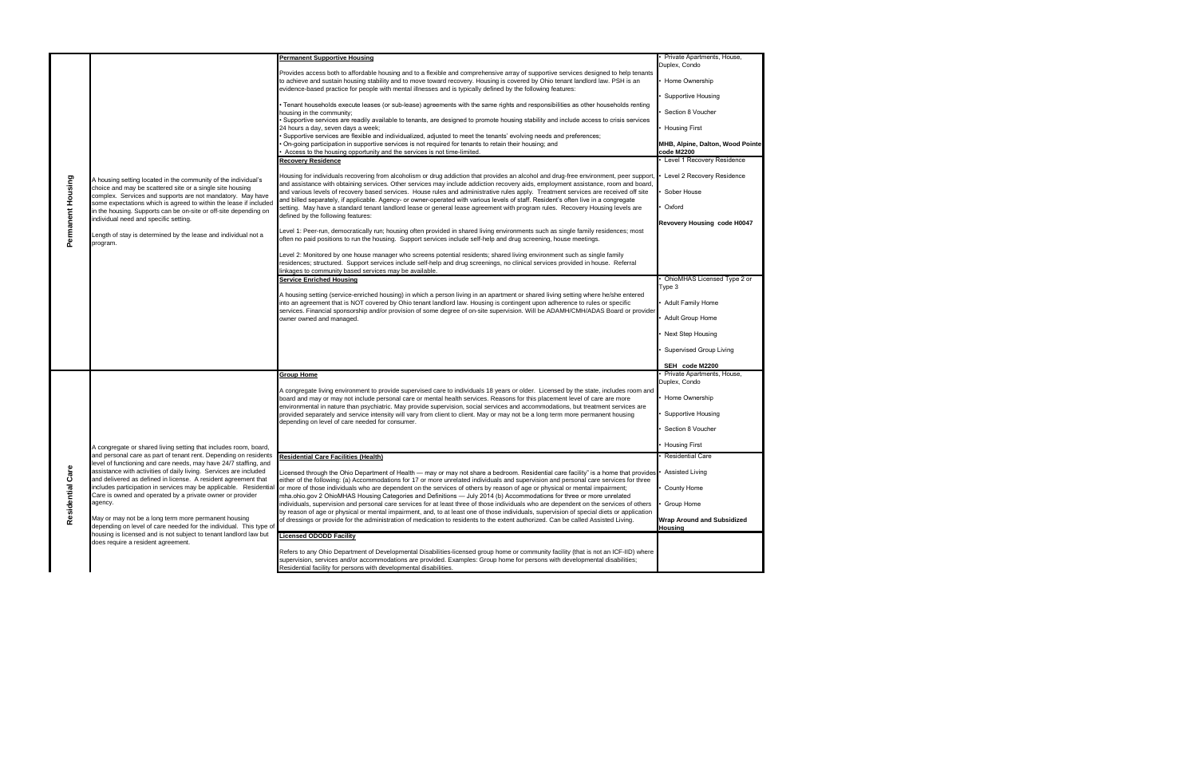| Category | Description | Housing Type | Examples |
| --- | --- | --- | --- |
| **Permanent Housing** | A housing setting located in the community of the individual's choice and may be scattered site or a single site housing complex. Services and supports are not mandatory. May have some expectations which is agreed to within the lease if included in the housing. Supports can be on-site or off-site depending on individual need and specific setting.<br><br>Length of stay is determined by the lease and individual not a program. | **Permanent Supportive Housing**<br><br>Provides access both to affordable housing and to a flexible and comprehensive array of supportive services designed to help tenants to achieve and sustain housing stability and to move toward recovery. Housing is covered by Ohio tenant landlord law. PSH is an evidence-based practice for people with mental illnesses and is typically defined by the following features:<br><br>• Tenant households execute leases (or sub-lease) agreements with the same rights and responsibilities as other households renting housing in the community;<br>• Supportive services are readily available to tenants, are designed to promote housing stability and include access to crisis services 24 hours a day, seven days a week;<br>• Supportive services are flexible and individualized, adjusted to meet the tenants' evolving needs and preferences;<br>• On-going participation in supportive services is not required for tenants to retain their housing; and<br>• Access to the housing opportunity and the services is not time-limited. | • Private Apartments, House, Duplex, Condo<br>• Home Ownership<br>• Supportive Housing<br>• Section 8 Voucher<br>• Housing First<br><br>**MHB, Alpine, Dalton, Wood Pointe code M2200** |
| | | **Recovery Residence**<br><br>Housing for individuals recovering from alcoholism or drug addiction that provides an alcohol and drug-free environment, peer support, and assistance with obtaining services. Other services may include addiction recovery aids, employment assistance, room and board, and various levels of recovery based services. House rules and administrative rules apply. Treatment services are received off site and billed separately, if applicable. Agency- or owner-operated with various levels of staff. Resident's often live in a congregate setting. May have a standard tenant landlord lease or general lease agreement with program rules. Recovery Housing levels are defined by the following features:<br><br>Level 1: Peer-run, democratically run; housing often provided in shared living environments such as single family residences; most often no paid positions to run the housing. Support services include self-help and drug screening, house meetings.<br><br>Level 2: Monitored by one house manager who screens potential residents; shared living environment such as single family residences; structured. Support services include self-help and drug screenings, no clinical services provided in house. Referral linkages to community based services may be available. | • Level 1 Recovery Residence<br>• Level 2 Recovery Residence<br>• Sober House<br>• Oxford<br><br>**Revovery Housing code H0047** |
| | | **Service Enriched Housing**<br><br>A housing setting (service-enriched housing) in which a person living in an apartment or shared living setting where he/she entered into an agreement that is NOT covered by Ohio tenant landlord law. Housing is contingent upon adherence to rules or specific services. Financial sponsorship and/or provision of some degree of on-site supervision. Will be ADAMH/CMH/ADAS Board or provider owner owned and managed. | • OhioMHAS Licensed Type 2 or Type 3<br>• Adult Family Home<br>• Adult Group Home<br>• Next Step Housing<br>• Supervised Group Living<br><br>**SEH code M2200** |
| **Residential Care** | A congregate or shared living setting that includes room, board, and personal care as part of tenant rent. Depending on residents level of functioning and care needs, may have 24/7 staffing, and assistance with activities of daily living. Services are included and delivered as defined in license. A resident agreement that includes participation in services may be applicable. Residential Care is owned and operated by a private owner or provider agency.<br><br>May or may not be a long term more permanent housing depending on level of care needed for the individual. This type of housing is licensed and is not subject to tenant landlord law but does require a resident agreement. | **Group Home**<br><br>A congregate living environment to provide supervised care to individuals 18 years or older. Licensed by the state, includes room and board and may or may not include personal care or mental health services. Reasons for this placement level of care are more environmental in nature than psychiatric. May provide supervision, social services and accommodations, but treatment services are provided separately and service intensity will vary from client to client. May or may not be a long term more permanent housing depending on level of care needed for consumer. | • Private Apartments, House, Duplex, Condo<br>• Home Ownership<br>• Supportive Housing<br>• Section 8 Voucher<br>• Housing First |
| | | **Residential Care Facilities (Health)**<br><br>Licensed through the Ohio Department of Health — may or may not share a bedroom. Residential care facility" is a home that provides either of the following: (a) Accommodations for 17 or more unrelated individuals and supervision and personal care services for three or more of those individuals who are dependent on the services of others by reason of age or physical or mental impairment; mha.ohio.gov 2 OhioMHAS Housing Categories and Definitions — July 2014 (b) Accommodations for three or more unrelated individuals, supervision and personal care services for at least three of those individuals who are dependent on the services of others by reason of age or physical or mental impairment, and, to at least one of those individuals, supervision of special diets or application of dressings or provide for the administration of medication to residents to the extent authorized. Can be called Assisted Living. | • Residential Care<br>• Assisted Living<br>• County Home<br>• Group Home<br><br>**Wrap Around and Subsidized Housing** |
| | | **Licensed ODODD Facility**<br><br>Refers to any Ohio Department of Developmental Disabilities-licensed group home or community facility (that is not an ICF-IID) where supervision, services and/or accommodations are provided. Examples: Group home for persons with developmental disabilities; Residential facility for persons with developmental disabilities. | |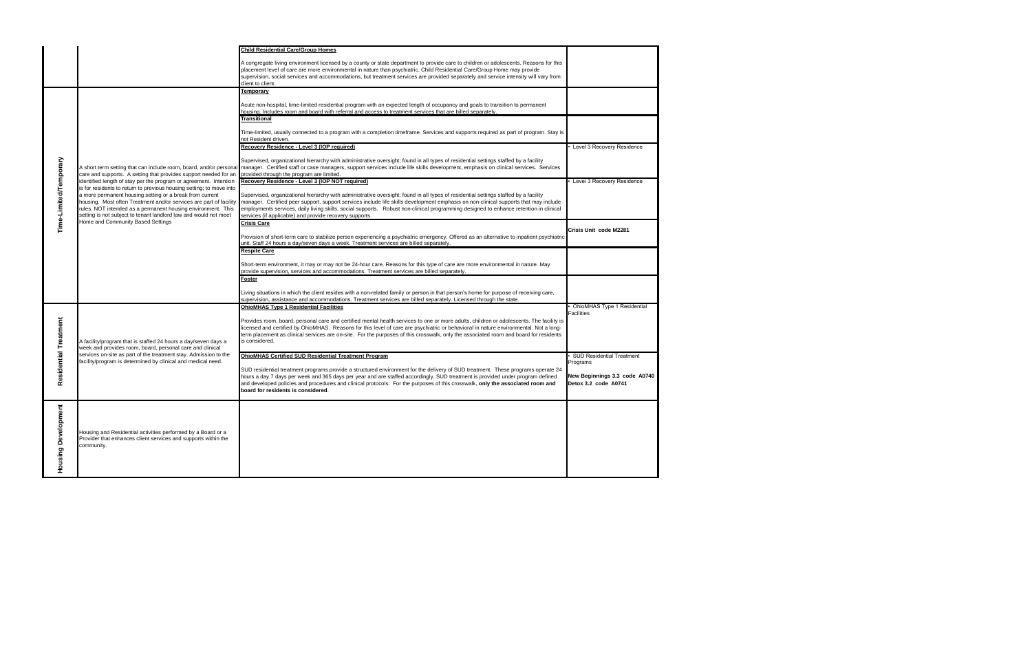| Category | Description | Setting Type | Crosswalk |
|---|---|---|---|
| | | **Child Residential Care/Group Homes**<br><br>A congregate living environment licensed by a county or state department to provide care to children or adolescents. Reasons for this placement level of care are more environmental in nature than psychiatric. Child Residential Care/Group Home may provide supervision, social services and accommodations, but treatment services are provided separately and service intensity will vary from client to client. | |
| Time-Limited/Temporary | A short term setting that can include room, board, and/or personal care and supports. A setting that provides support needed for an identified length of stay per the program or agreement. Intention is for residents to return to previous housing setting; to move into a more permanent housing setting or a break from current housing. Most often Treatment and/or services are part of facility rules. NOT intended as a permanent housing environment. This setting is not subject to tenant landlord law and would not meet Home and Community Based Settings | **Temporary**<br><br>Acute non-hospital, time-limited residential program with an expected length of occupancy and goals to transition to permanent housing. Includes room and board with referral and access to treatment services that are billed separately. | |
| | | **Transitional**<br><br>Time-limited, usually connected to a program with a completion timeframe. Services and supports required as part of program. Stay is not Resident driven. | |
| | | **Recovery Residence - Level 3 (IOP required)**<br><br>Supervised, organizational hierarchy with administrative oversight; found in all types of residential settings staffed by a facility manager. Certified staff or case managers, support services include life skills development, emphasis on clinical services. Services provided through the program are limited. | • Level 3 Recovery Residence |
| | | **Recovery Residence - Level 3 (IOP NOT required)**<br><br>Supervised, organizational hierarchy with administrative oversight; found in all types of residential settings staffed by a facility manager. Certified peer support, support services include life skills development emphasis on non-clinical supports that may include employments services, daily living skills, social supports. Robust non-clinical programming designed to enhance retention in clinical services (if applicable) and provide recovery supports. | • Level 3 Recovery Residence |
| | | **Crisis Care**<br><br>Provision of short-term care to stabilize person experiencing a psychiatric emergency. Offered as an alternative to inpatient psychiatric unit. Staff 24 hours a day/seven days a week. Treatment services are billed separately. | **Crisis Unit code M2281** |
| | | **Respite Care**<br><br>Short-term environment, it may or may not be 24-hour care. Reasons for this type of care are more environmental in nature. May provide supervision, services and accommodations. Treatment services are billed separately. | |
| | | **Foster**<br><br>Living situations in which the client resides with a non-related family or person in that person's home for purpose of receiving care, supervision, assistance and accommodations. Treatment services are billed separately. Licensed through the state. | |
| Residential Treatment | A facility/program that is staffed 24 hours a day/seven days a week and provides room, board, personal care and clinical services on-site as part of the treatment stay. Admission to the facility/program is determined by clinical and medical need. | **OhioMHAS Type 1 Residential Facilities**<br><br>Provides room, board, personal care and certified mental health services to one or more adults, children or adolescents. The facility is licensed and certified by OhioMHAS. Reasons for this level of care are psychiatric or behavioral in nature environmental. Not a long-term placement as clinical services are on-site. For the purposes of this crosswalk, only the associated room and board for residents is considered. | • OhioMHAS Type 1 Residential Facilities |
| | | **OhioMHAS Certified SUD Residential Treatment Program**<br><br>SUD residential treatment programs provide a structured environment for the delivery of SUD treatment. These programs operate 24 hours a day 7 days per week and 365 days per year and are staffed accordingly. SUD treatment is provided under program defined and developed policies and procedures and clinical protocols. For the purposes of this crosswalk, **only the associated room and board for residents is considered**. | • SUD Residential Treatment Programs<br><br>**New Beginnings 3.3 code A0740**<br>**Detox 3.2 code A0741** |
| Housing Development | Housing and Residential activities performed by a Board or a Provider that enhances client services and supports within the community. | | |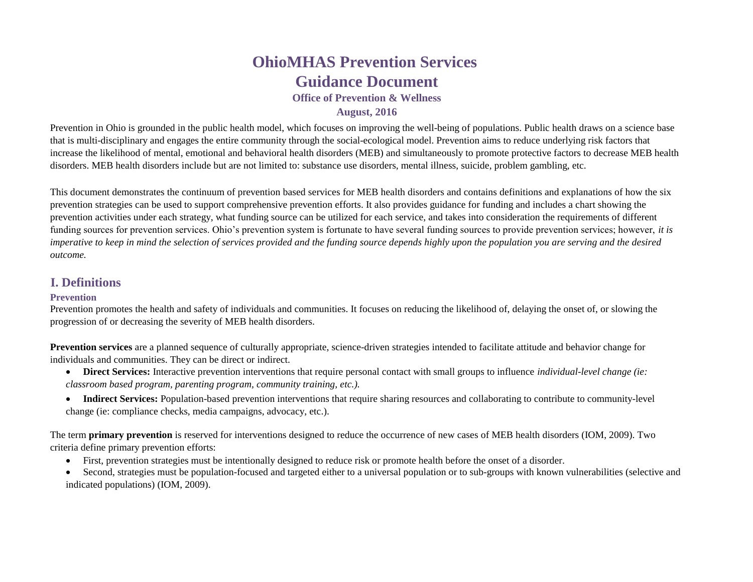# OhioMHAS Prevention Services Guidance Document

### Office of Prevention & Wellness

### August, 2016

Prevention in Ohio is grounded in the public health model, which focuses on improving the well-being of populations. Public health draws on a science base that is multi-disciplinary and engages the entire community through the social-ecological model. Prevention aims to reduce underlying risk factors that increase the likelihood of mental, emotional and behavioral health disorders (MEB) and simultaneously to promote protective factors to decrease MEB health disorders. MEB health disorders include but are not limited to: substance use disorders, mental illness, suicide, problem gambling, etc.

This document demonstrates the continuum of prevention based services for MEB health disorders and contains definitions and explanations of how the six prevention strategies can be used to support comprehensive prevention efforts. It also provides guidance for funding and includes a chart showing the prevention activities under each strategy, what funding source can be utilized for each service, and takes into consideration the requirements of different funding sources for prevention services. Ohio's prevention system is fortunate to have several funding sources to provide prevention services; however, *it is imperative to keep in mind the selection of services provided and the funding source depends highly upon the population you are serving and the desired outcome.*

## I. Definitions

### Prevention

Prevention promotes the health and safety of individuals and communities. It focuses on reducing the likelihood of, delaying the onset of, or slowing the progression of or decreasing the severity of MEB health disorders.

**Prevention services** are a planned sequence of culturally appropriate, science-driven strategies intended to facilitate attitude and behavior change for individuals and communities. They can be direct or indirect.

- **Direct Services:** Interactive prevention interventions that require personal contact with small groups to influence *individual-level change (ie: classroom based program, parenting program, community training, etc.).*
- **Indirect Services:** Population-based prevention interventions that require sharing resources and collaborating to contribute to community-level change (ie: compliance checks, media campaigns, advocacy, etc.).

The term **primary prevention** is reserved for interventions designed to reduce the occurrence of new cases of MEB health disorders (IOM, 2009). Two criteria define primary prevention efforts:

- First, prevention strategies must be intentionally designed to reduce risk or promote health before the onset of a disorder.
- Second, strategies must be population-focused and targeted either to a universal population or to sub-groups with known vulnerabilities (selective and indicated populations) (IOM, 2009).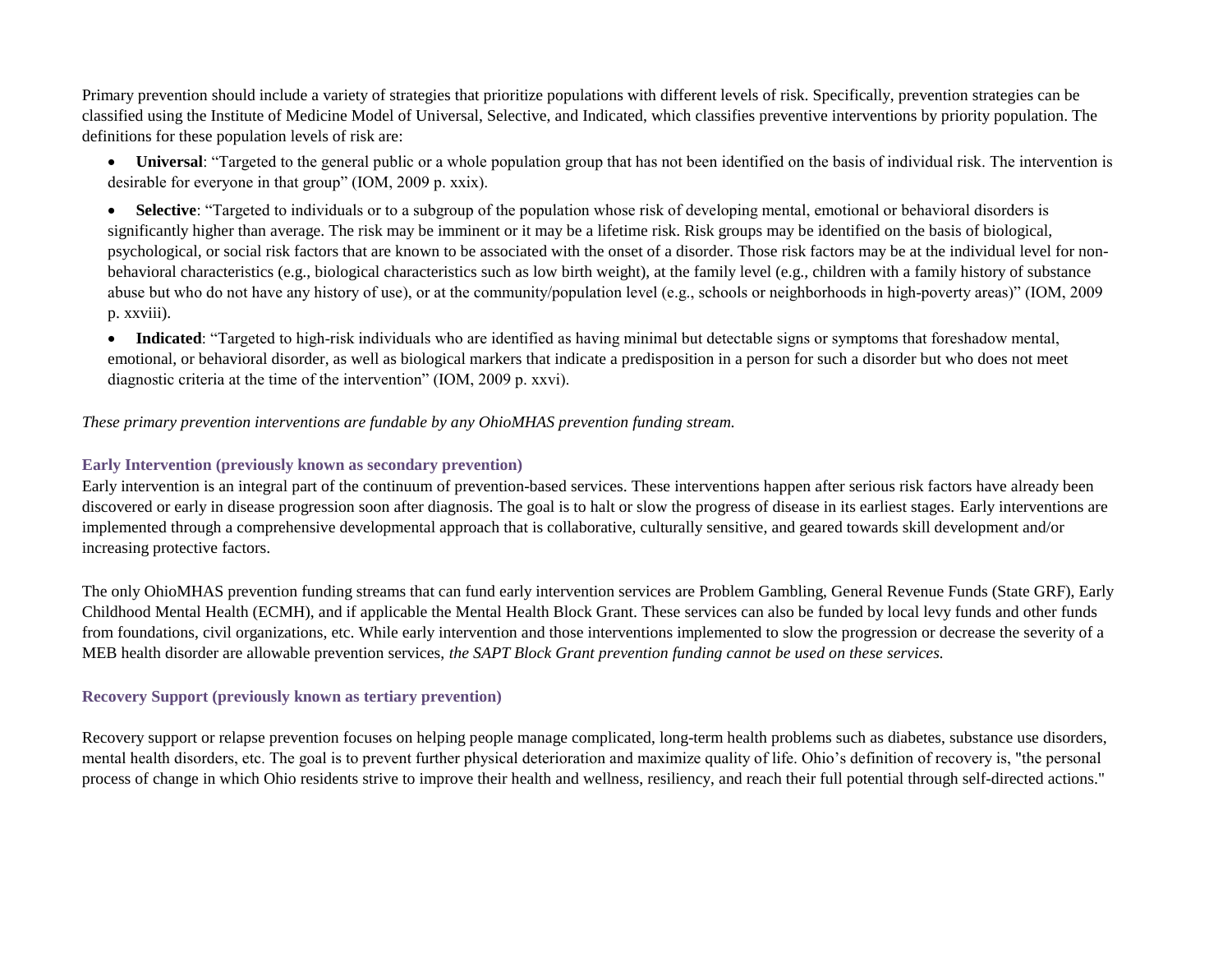Primary prevention should include a variety of strategies that prioritize populations with different levels of risk. Specifically, prevention strategies can be classified using the Institute of Medicine Model of Universal, Selective, and Indicated, which classifies preventive interventions by priority population. The definitions for these population levels of risk are:

- **Universal**: "Targeted to the general public or a whole population group that has not been identified on the basis of individual risk. The intervention is desirable for everyone in that group" (IOM, 2009 p. xxix).
- **Selective**: "Targeted to individuals or to a subgroup of the population whose risk of developing mental, emotional or behavioral disorders is significantly higher than average. The risk may be imminent or it may be a lifetime risk. Risk groups may be identified on the basis of biological, psychological, or social risk factors that are known to be associated with the onset of a disorder. Those risk factors may be at the individual level for non-behavioral characteristics (e.g., biological characteristics such as low birth weight), at the family level (e.g., children with a family history of substance abuse but who do not have any history of use), or at the community/population level (e.g., schools or neighborhoods in high-poverty areas)" (IOM, 2009 p. xxviii).
- **Indicated**: "Targeted to high-risk individuals who are identified as having minimal but detectable signs or symptoms that foreshadow mental, emotional, or behavioral disorder, as well as biological markers that indicate a predisposition in a person for such a disorder but who does not meet diagnostic criteria at the time of the intervention" (IOM, 2009 p. xxvi).

*These primary prevention interventions are fundable by any OhioMHAS prevention funding stream.*

### Early Intervention (previously known as secondary prevention)

Early intervention is an integral part of the continuum of prevention-based services. These interventions happen after serious risk factors have already been discovered or early in disease progression soon after diagnosis. The goal is to halt or slow the progress of disease in its earliest stages. Early interventions are implemented through a comprehensive developmental approach that is collaborative, culturally sensitive, and geared towards skill development and/or increasing protective factors.

The only OhioMHAS prevention funding streams that can fund early intervention services are Problem Gambling, General Revenue Funds (State GRF), Early Childhood Mental Health (ECMH), and if applicable the Mental Health Block Grant. These services can also be funded by local levy funds and other funds from foundations, civil organizations, etc. While early intervention and those interventions implemented to slow the progression or decrease the severity of a MEB health disorder are allowable prevention services, *the SAPT Block Grant prevention funding cannot be used on these services.*

### Recovery Support (previously known as tertiary prevention)

Recovery support or relapse prevention focuses on helping people manage complicated, long-term health problems such as diabetes, substance use disorders, mental health disorders, etc. The goal is to prevent further physical deterioration and maximize quality of life. Ohio's definition of recovery is, "the personal process of change in which Ohio residents strive to improve their health and wellness, resiliency, and reach their full potential through self-directed actions."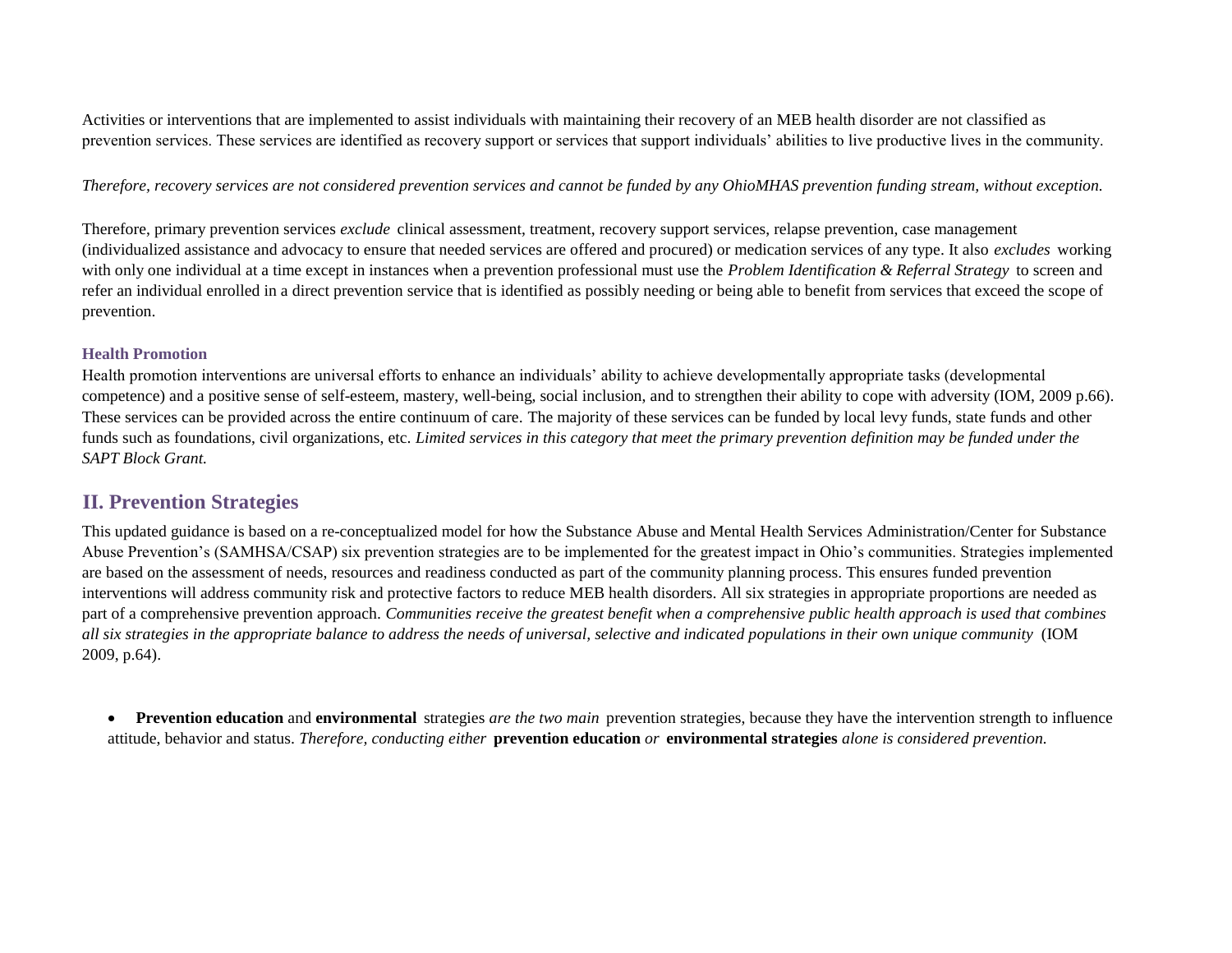Activities or interventions that are implemented to assist individuals with maintaining their recovery of an MEB health disorder are not classified as prevention services. These services are identified as recovery support or services that support individuals' abilities to live productive lives in the community.

*Therefore, recovery services are not considered prevention services and cannot be funded by any OhioMHAS prevention funding stream, without exception.*

Therefore, primary prevention services *exclude* clinical assessment, treatment, recovery support services, relapse prevention, case management (individualized assistance and advocacy to ensure that needed services are offered and procured) or medication services of any type. It also *excludes* working with only one individual at a time except in instances when a prevention professional must use the *Problem Identification & Referral Strategy* to screen and refer an individual enrolled in a direct prevention service that is identified as possibly needing or being able to benefit from services that exceed the scope of prevention.

#### Health Promotion

Health promotion interventions are universal efforts to enhance an individuals' ability to achieve developmentally appropriate tasks (developmental competence) and a positive sense of self-esteem, mastery, well-being, social inclusion, and to strengthen their ability to cope with adversity (IOM, 2009 p.66). These services can be provided across the entire continuum of care. The majority of these services can be funded by local levy funds, state funds and other funds such as foundations, civil organizations, etc. *Limited services in this category that meet the primary prevention definition may be funded under the SAPT Block Grant.*

## II. Prevention Strategies

This updated guidance is based on a re-conceptualized model for how the Substance Abuse and Mental Health Services Administration/Center for Substance Abuse Prevention's (SAMHSA/CSAP) six prevention strategies are to be implemented for the greatest impact in Ohio's communities. Strategies implemented are based on the assessment of needs, resources and readiness conducted as part of the community planning process. This ensures funded prevention interventions will address community risk and protective factors to reduce MEB health disorders. All six strategies in appropriate proportions are needed as part of a comprehensive prevention approach. *Communities receive the greatest benefit when a comprehensive public health approach is used that combines all six strategies in the appropriate balance to address the needs of universal, selective and indicated populations in their own unique community* (IOM 2009, p.64).

- **Prevention education** and **environmental** strategies *are the two main* prevention strategies, because they have the intervention strength to influence attitude, behavior and status. *Therefore, conducting either* **prevention education** *or* **environmental strategies** *alone is considered prevention.*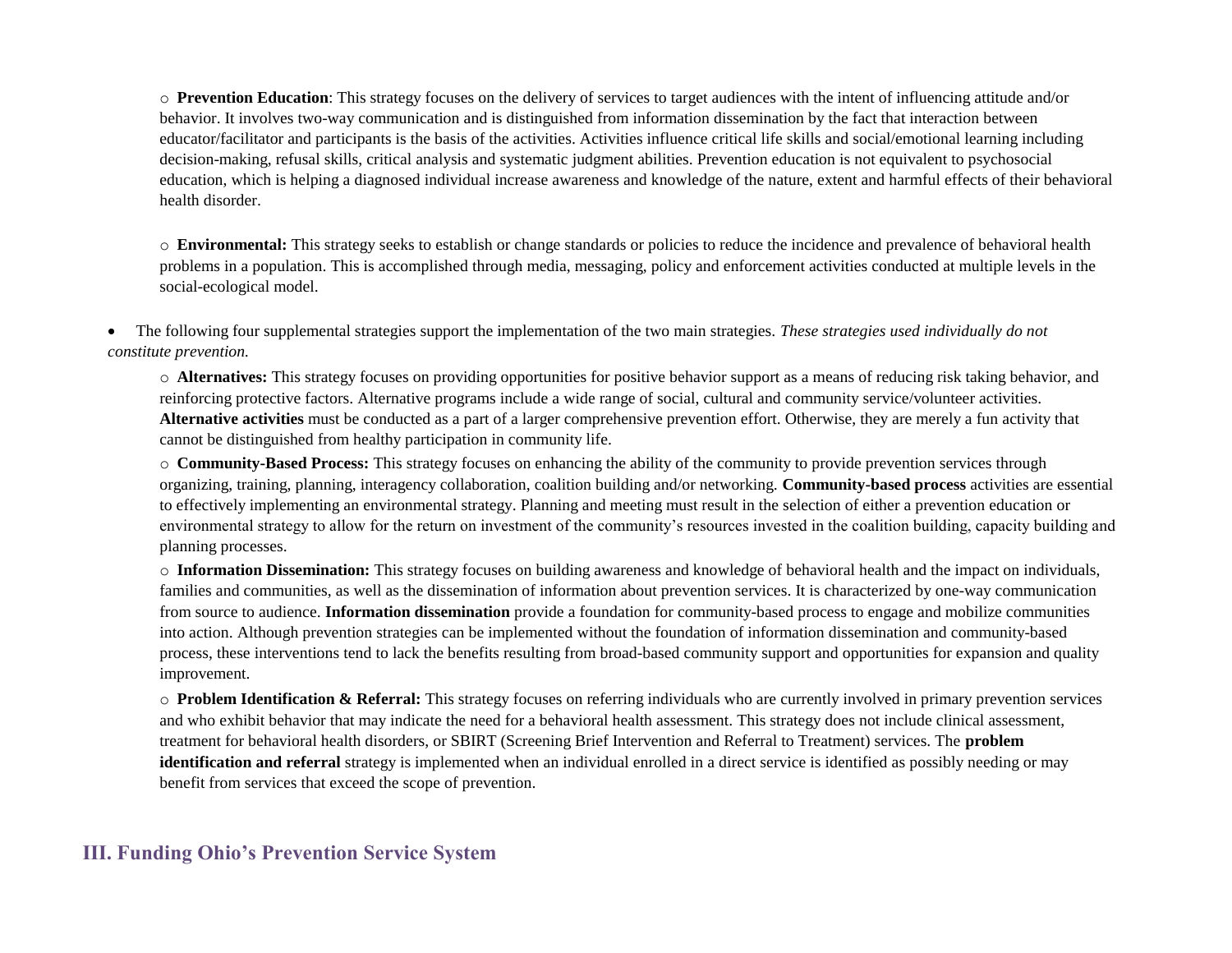- **Prevention Education**: This strategy focuses on the delivery of services to target audiences with the intent of influencing attitude and/or behavior. It involves two-way communication and is distinguished from information dissemination by the fact that interaction between educator/facilitator and participants is the basis of the activities. Activities influence critical life skills and social/emotional learning including decision-making, refusal skills, critical analysis and systematic judgment abilities. Prevention education is not equivalent to psychosocial education, which is helping a diagnosed individual increase awareness and knowledge of the nature, extent and harmful effects of their behavioral health disorder.

- **Environmental:** This strategy seeks to establish or change standards or policies to reduce the incidence and prevalence of behavioral health problems in a population. This is accomplished through media, messaging, policy and enforcement activities conducted at multiple levels in the social-ecological model.

- The following four supplemental strategies support the implementation of the two main strategies. *These strategies used individually do not constitute prevention.*

  - **Alternatives:** This strategy focuses on providing opportunities for positive behavior support as a means of reducing risk taking behavior, and reinforcing protective factors. Alternative programs include a wide range of social, cultural and community service/volunteer activities. **Alternative activities** must be conducted as a part of a larger comprehensive prevention effort. Otherwise, they are merely a fun activity that cannot be distinguished from healthy participation in community life.
  - **Community-Based Process:** This strategy focuses on enhancing the ability of the community to provide prevention services through organizing, training, planning, interagency collaboration, coalition building and/or networking. **Community-based process** activities are essential to effectively implementing an environmental strategy. Planning and meeting must result in the selection of either a prevention education or environmental strategy to allow for the return on investment of the community's resources invested in the coalition building, capacity building and planning processes.
  - **Information Dissemination:** This strategy focuses on building awareness and knowledge of behavioral health and the impact on individuals, families and communities, as well as the dissemination of information about prevention services. It is characterized by one-way communication from source to audience. **Information dissemination** provide a foundation for community-based process to engage and mobilize communities into action. Although prevention strategies can be implemented without the foundation of information dissemination and community-based process, these interventions tend to lack the benefits resulting from broad-based community support and opportunities for expansion and quality improvement.
  - **Problem Identification & Referral:** This strategy focuses on referring individuals who are currently involved in primary prevention services and who exhibit behavior that may indicate the need for a behavioral health assessment. This strategy does not include clinical assessment, treatment for behavioral health disorders, or SBIRT (Screening Brief Intervention and Referral to Treatment) services. The **problem identification and referral** strategy is implemented when an individual enrolled in a direct service is identified as possibly needing or may benefit from services that exceed the scope of prevention.

## III. Funding Ohio's Prevention Service System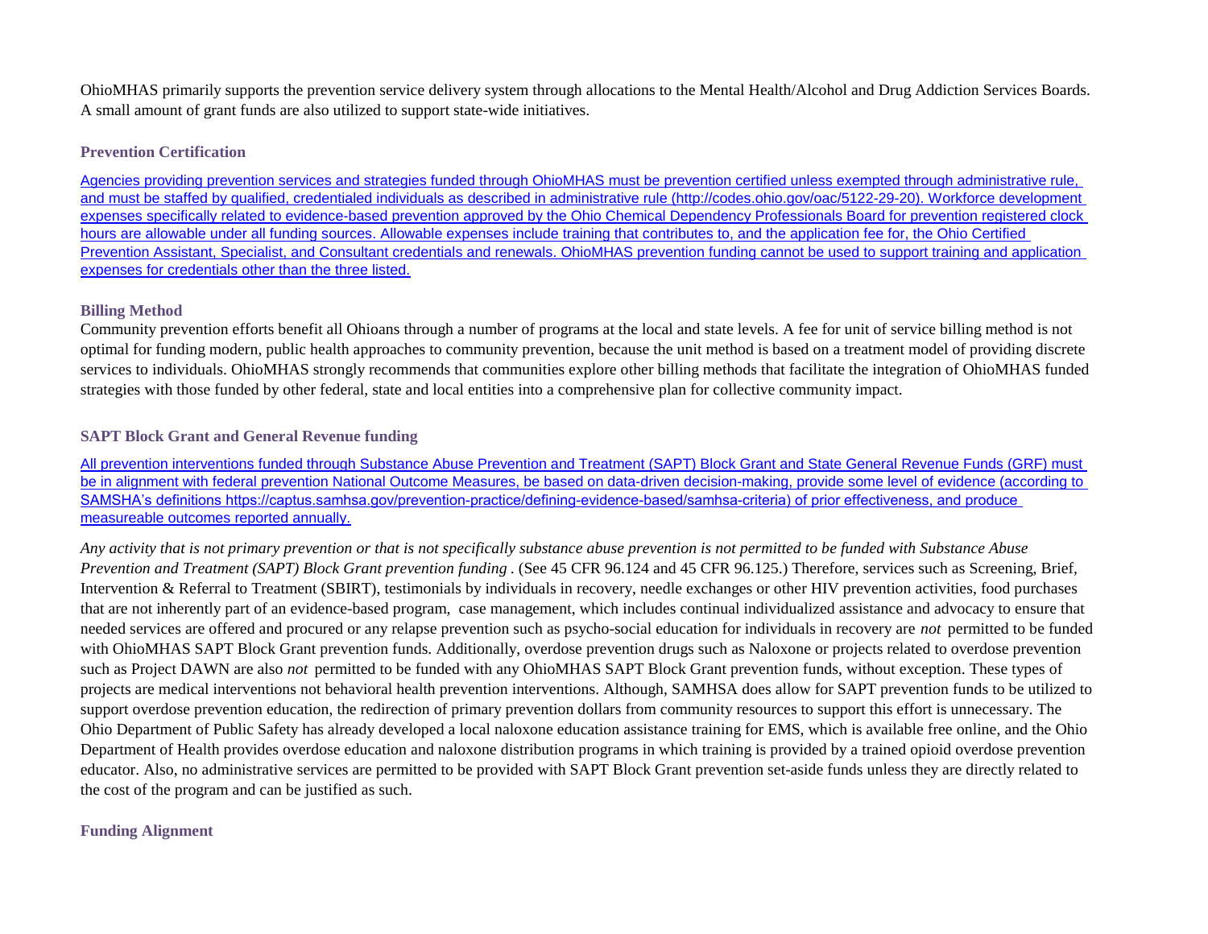OhioMHAS primarily supports the prevention service delivery system through allocations to the Mental Health/Alcohol and Drug Addiction Services Boards. A small amount of grant funds are also utilized to support state-wide initiatives.

### Prevention Certification

Agencies providing prevention services and strategies funded through OhioMHAS must be prevention certified unless exempted through administrative rule, and must be staffed by qualified, credentialed individuals as described in administrative rule (http://codes.ohio.gov/oac/5122-29-20). Workforce development expenses specifically related to evidence-based prevention approved by the Ohio Chemical Dependency Professionals Board for prevention registered clock hours are allowable under all funding sources. Allowable expenses include training that contributes to, and the application fee for, the Ohio Certified Prevention Assistant, Specialist, and Consultant credentials and renewals. OhioMHAS prevention funding cannot be used to support training and application expenses for credentials other than the three listed.

### Billing Method

Community prevention efforts benefit all Ohioans through a number of programs at the local and state levels. A fee for unit of service billing method is not optimal for funding modern, public health approaches to community prevention, because the unit method is based on a treatment model of providing discrete services to individuals. OhioMHAS strongly recommends that communities explore other billing methods that facilitate the integration of OhioMHAS funded strategies with those funded by other federal, state and local entities into a comprehensive plan for collective community impact.

### SAPT Block Grant and General Revenue funding

All prevention interventions funded through Substance Abuse Prevention and Treatment (SAPT) Block Grant and State General Revenue Funds (GRF) must be in alignment with federal prevention National Outcome Measures, be based on data-driven decision-making, provide some level of evidence (according to SAMSHA's definitions https://captus.samhsa.gov/prevention-practice/defining-evidence-based/samhsa-criteria) of prior effectiveness, and produce measureable outcomes reported annually.

*Any activity that is not primary prevention or that is not specifically substance abuse prevention is not permitted to be funded with Substance Abuse Prevention and Treatment (SAPT) Block Grant prevention funding* . (See 45 CFR 96.124 and 45 CFR 96.125.) Therefore, services such as Screening, Brief, Intervention & Referral to Treatment (SBIRT), testimonials by individuals in recovery, needle exchanges or other HIV prevention activities, food purchases that are not inherently part of an evidence-based program, case management, which includes continual individualized assistance and advocacy to ensure that needed services are offered and procured or any relapse prevention such as psycho-social education for individuals in recovery are *not* permitted to be funded with OhioMHAS SAPT Block Grant prevention funds. Additionally, overdose prevention drugs such as Naloxone or projects related to overdose prevention such as Project DAWN are also *not* permitted to be funded with any OhioMHAS SAPT Block Grant prevention funds, without exception. These types of projects are medical interventions not behavioral health prevention interventions. Although, SAMHSA does allow for SAPT prevention funds to be utilized to support overdose prevention education, the redirection of primary prevention dollars from community resources to support this effort is unnecessary. The Ohio Department of Public Safety has already developed a local naloxone education assistance training for EMS, which is available free online, and the Ohio Department of Health provides overdose education and naloxone distribution programs in which training is provided by a trained opioid overdose prevention educator. Also, no administrative services are permitted to be provided with SAPT Block Grant prevention set-aside funds unless they are directly related to the cost of the program and can be justified as such.

### Funding Alignment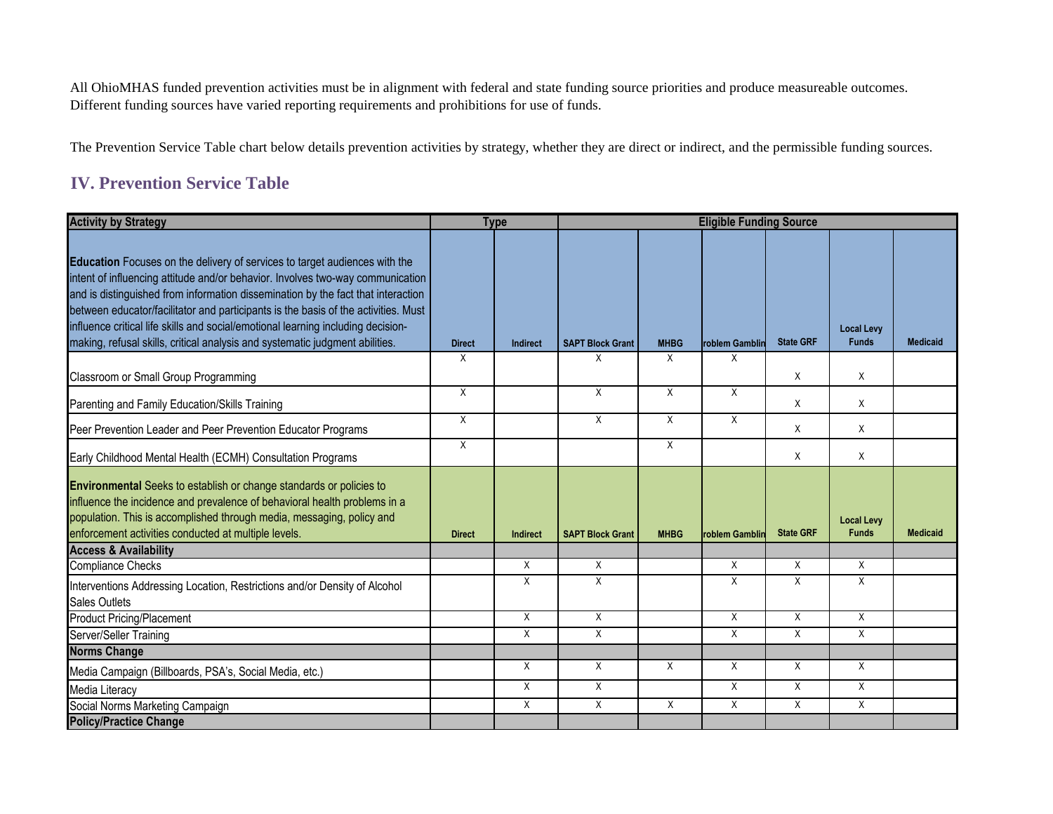All OhioMHAS funded prevention activities must be in alignment with federal and state funding source priorities and produce measureable outcomes. Different funding sources have varied reporting requirements and prohibitions for use of funds.

The Prevention Service Table chart below details prevention activities by strategy, whether they are direct or indirect, and the permissible funding sources.

## IV. Prevention Service Table

| Activity by Strategy | Type | | Eligible Funding Source | | | | | |
|---|---|---|---|---|---|---|---|---|
| **Education** Focuses on the delivery of services to target audiences with the intent of influencing attitude and/or behavior. Involves two-way communication and is distinguished from information dissemination by the fact that interaction between educator/facilitator and participants is the basis of the activities. Must influence critical life skills and social/emotional learning including decision-making, refusal skills, critical analysis and systematic judgment abilities. | **Direct** | **Indirect** | **SAPT Block Grant** | **MHBG** | **roblem Gamblin** | **State GRF** | **Local Levy Funds** | **Medicaid** |
| Classroom or Small Group Programming | X | | X | X | X | X | X | |
| Parenting and Family Education/Skills Training | X | | X | X | X | X | X | |
| Peer Prevention Leader and Peer Prevention Educator Programs | X | | X | X | X | X | X | |
| Early Childhood Mental Health (ECMH) Consultation Programs | X | | | X | | X | X | |
| **Environmental** Seeks to establish or change standards or policies to influence the incidence and prevalence of behavioral health problems in a population. This is accomplished through media, messaging, policy and enforcement activities conducted at multiple levels. | **Direct** | **Indirect** | **SAPT Block Grant** | **MHBG** | **roblem Gamblin** | **State GRF** | **Local Levy Funds** | **Medicaid** |
| **Access & Availability** | | | | | | | | |
| Compliance Checks | | X | X | | X | X | X | |
| Interventions Addressing Location, Restrictions and/or Density of Alcohol Sales Outlets | | X | X | | X | X | X | |
| Product Pricing/Placement | | X | X | | X | X | X | |
| Server/Seller Training | | X | X | | X | X | X | |
| **Norms Change** | | | | | | | | |
| Media Campaign (Billboards, PSA's, Social Media, etc.) | | X | X | X | X | X | X | |
| Media Literacy | | X | X | | X | X | X | |
| Social Norms Marketing Campaign | | X | X | X | X | X | X | |
| **Policy/Practice Change** | | | | | | | | |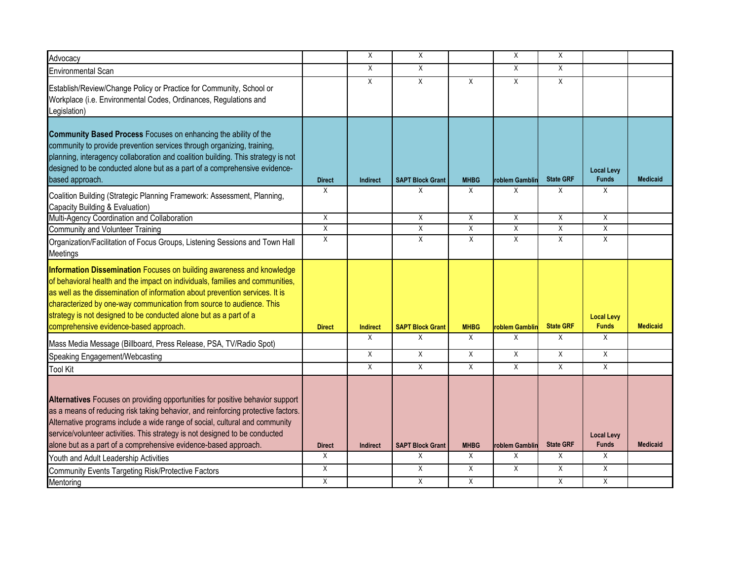| | | | | | | | | |
|---|---|---|---|---|---|---|---|---|
| Advocacy | | X | X | | X | X | | |
| Environmental Scan | | X | X | | X | X | | |
| Establish/Review/Change Policy or Practice for Community, School or Workplace (i.e. Environmental Codes, Ordinances, Regulations and Legislation) | | X | X | X | X | X | | |
| **Community Based Process** Focuses on enhancing the ability of the community to provide prevention services through organizing, training, planning, interagency collaboration and coalition building. This strategy is not designed to be conducted alone but as a part of a comprehensive evidence-based approach. | **Direct** | **Indirect** | **SAPT Block Grant** | **MHBG** | **roblem Gamblin** | **State GRF** | **Local Levy Funds** | **Medicaid** |
| Coalition Building (Strategic Planning Framework: Assessment, Planning, Capacity Building & Evaluation) | X | | X | X | X | X | X | |
| Multi-Agency Coordination and Collaboration | X | | X | X | X | X | X | |
| Community and Volunteer Training | X | | X | X | X | X | X | |
| Organization/Facilitation of Focus Groups, Listening Sessions and Town Hall Meetings | X | | X | X | X | X | X | |
| **Information Dissemination** Focuses on building awareness and knowledge of behavioral health and the impact on individuals, families and communities, as well as the dissemination of information about prevention services. It is characterized by one-way communication from source to audience. This strategy is not designed to be conducted alone but as a part of a comprehensive evidence-based approach. | **Direct** | **Indirect** | **SAPT Block Grant** | **MHBG** | **roblem Gamblin** | **State GRF** | **Local Levy Funds** | **Medicaid** |
| Mass Media Message (Billboard, Press Release, PSA, TV/Radio Spot) | | X | X | X | X | X | X | |
| Speaking Engagement/Webcasting | | X | X | X | X | X | X | |
| Tool Kit | | X | X | X | X | X | X | |
| **Alternatives** Focuses on providing opportunities for positive behavior support as a means of reducing risk taking behavior, and reinforcing protective factors. Alternative programs include a wide range of social, cultural and community service/volunteer activities. This strategy is not designed to be conducted alone but as a part of a comprehensive evidence-based approach. | **Direct** | **Indirect** | **SAPT Block Grant** | **MHBG** | **roblem Gamblin** | **State GRF** | **Local Levy Funds** | **Medicaid** |
| Youth and Adult Leadership Activities | X | | X | X | X | X | X | |
| Community Events Targeting Risk/Protective Factors | X | | X | X | X | X | X | |
| Mentoring | X | | X | X | | X | X | |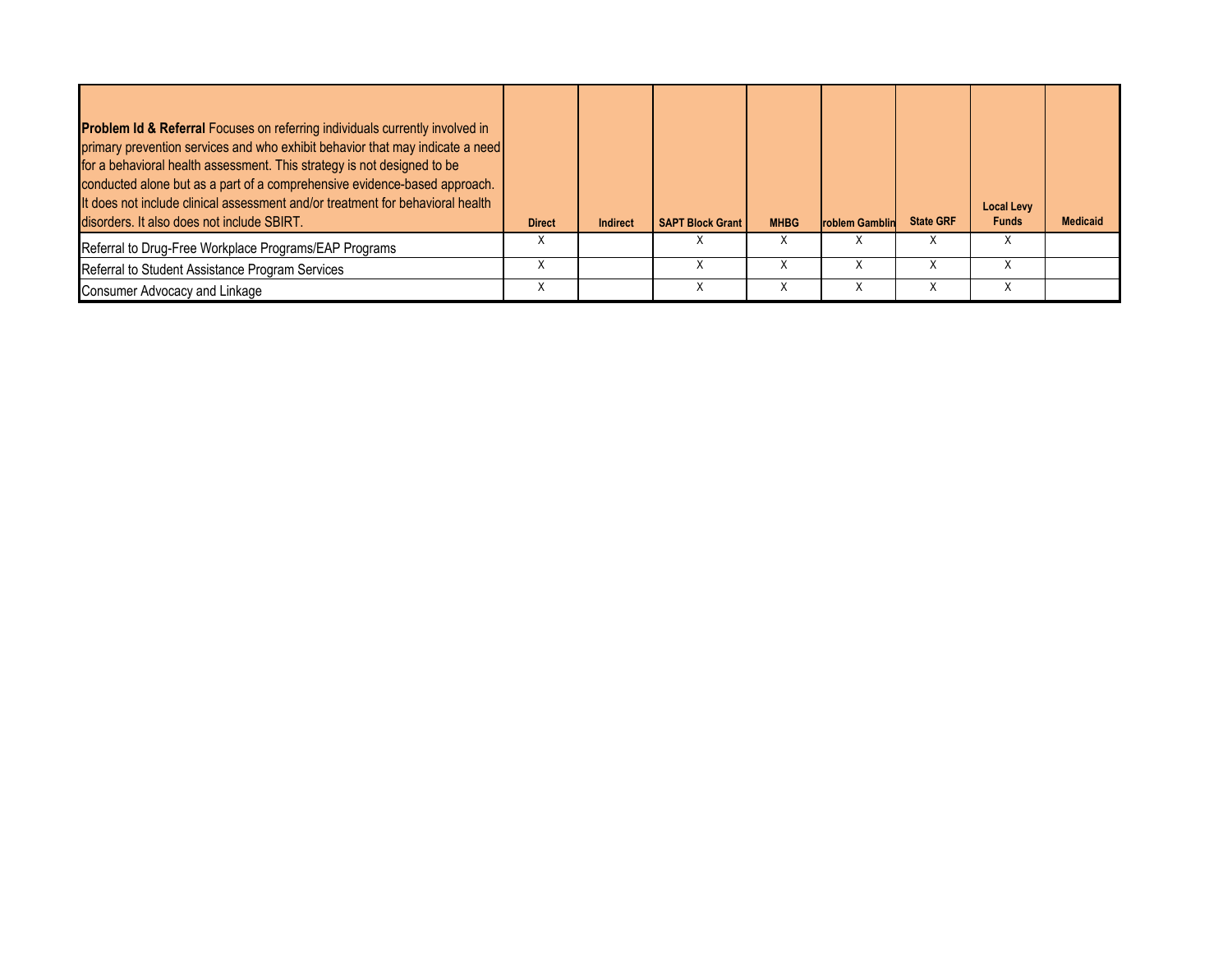| **Problem Id & Referral** Focuses on referring individuals currently involved in primary prevention services and who exhibit behavior that may indicate a need for a behavioral health assessment. This strategy is not designed to be conducted alone but as a part of a comprehensive evidence-based approach. It does not include clinical assessment and/or treatment for behavioral health disorders. It also does not include SBIRT. | Direct | Indirect | SAPT Block Grant | MHBG | roblem Gamblin | State GRF | Local Levy Funds | Medicaid |
|---|---|---|---|---|---|---|---|---|
| Referral to Drug-Free Workplace Programs/EAP Programs | X | | X | X | X | X | X | |
| Referral to Student Assistance Program Services | X | | X | X | X | X | X | |
| Consumer Advocacy and Linkage | X | | X | X | X | X | X | |